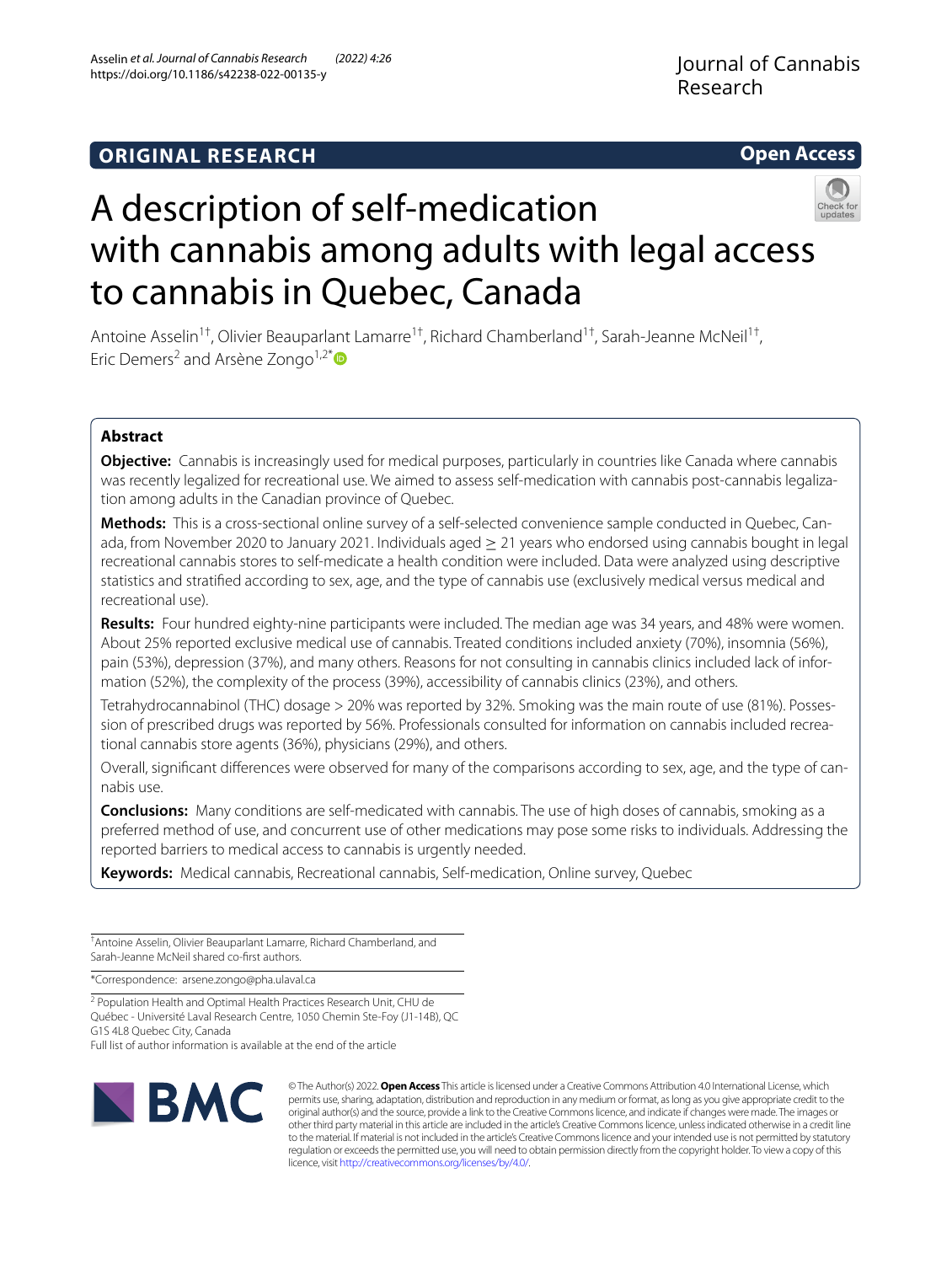ORIGINAL RESEARCH

Open Access

# A description of self-medication with cannabis among adults with legal access to cannabis in Quebec, Canada

Antoine Asselin[1†], Olivier Beauparlant Lamarre[1†], Richard Chamberland[1†], Sarah-Jeanne McNeil[1†], Eric Demers[2] and Arsène Zongo[1,2*]

## Abstract

**Objective:** Cannabis is increasingly used for medical purposes, particularly in countries like Canada where cannabis was recently legalized for recreational use. We aimed to assess self-medication with cannabis post-cannabis legalization among adults in the Canadian province of Quebec.

**Methods:** This is a cross-sectional online survey of a self-selected convenience sample conducted in Quebec, Canada, from November 2020 to January 2021. Individuals aged ≥ 21 years who endorsed using cannabis bought in legal recreational cannabis stores to self-medicate a health condition were included. Data were analyzed using descriptive statistics and stratified according to sex, age, and the type of cannabis use (exclusively medical versus medical and recreational use).

**Results:** Four hundred eighty-nine participants were included. The median age was 34 years, and 48% were women. About 25% reported exclusive medical use of cannabis. Treated conditions included anxiety (70%), insomnia (56%), pain (53%), depression (37%), and many others. Reasons for not consulting in cannabis clinics included lack of information (52%), the complexity of the process (39%), accessibility of cannabis clinics (23%), and others.

Tetrahydrocannabinol (THC) dosage > 20% was reported by 32%. Smoking was the main route of use (81%). Possession of prescribed drugs was reported by 56%. Professionals consulted for information on cannabis included recreational cannabis store agents (36%), physicians (29%), and others.

Overall, significant differences were observed for many of the comparisons according to sex, age, and the type of cannabis use.

**Conclusions:** Many conditions are self-medicated with cannabis. The use of high doses of cannabis, smoking as a preferred method of use, and concurrent use of other medications may pose some risks to individuals. Addressing the reported barriers to medical access to cannabis is urgently needed.

**Keywords:** Medical cannabis, Recreational cannabis, Self-medication, Online survey, Quebec

†Antoine Asselin, Olivier Beauparlant Lamarre, Richard Chamberland, and Sarah-Jeanne McNeil shared co-first authors.

*Correspondence: arsene.zongo@pha.ulaval.ca

[2] Population Health and Optimal Health Practices Research Unit, CHU de Québec - Université Laval Research Centre, 1050 Chemin Ste-Foy (J1-14B), QC G1S 4L8 Quebec City, Canada

Full list of author information is available at the end of the article

© The Author(s) 2022. **Open Access** This article is licensed under a Creative Commons Attribution 4.0 International License, which permits use, sharing, adaptation, distribution and reproduction in any medium or format, as long as you give appropriate credit to the original author(s) and the source, provide a link to the Creative Commons licence, and indicate if changes were made. The images or other third party material in this article are included in the article's Creative Commons licence, unless indicated otherwise in a credit line to the material. If material is not included in the article's Creative Commons licence and your intended use is not permitted by statutory regulation or exceeds the permitted use, you will need to obtain permission directly from the copyright holder. To view a copy of this licence, visit http://creativecommons.org/licenses/by/4.0/.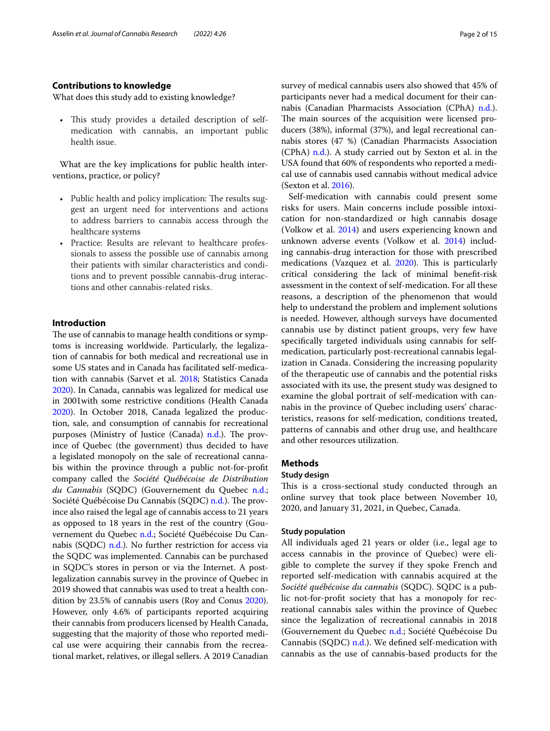## Contributions to knowledge

What does this study add to existing knowledge?

- This study provides a detailed description of self-medication with cannabis, an important public health issue.

What are the key implications for public health interventions, practice, or policy?

- Public health and policy implication: The results suggest an urgent need for interventions and actions to address barriers to cannabis access through the healthcare systems
- Practice: Results are relevant to healthcare professionals to assess the possible use of cannabis among their patients with similar characteristics and conditions and to prevent possible cannabis-drug interactions and other cannabis-related risks.

## Introduction

The use of cannabis to manage health conditions or symptoms is increasing worldwide. Particularly, the legalization of cannabis for both medical and recreational use in some US states and in Canada has facilitated self-medication with cannabis (Sarvet et al. 2018; Statistics Canada 2020). In Canada, cannabis was legalized for medical use in 2001with some restrictive conditions (Health Canada 2020). In October 2018, Canada legalized the production, sale, and consumption of cannabis for recreational purposes (Ministry of Justice (Canada) n.d.). The province of Quebec (the government) thus decided to have a legislated monopoly on the sale of recreational cannabis within the province through a public not-for-profit company called the *Société Québécoise de Distribution du Cannabis* (SQDC) (Gouvernement du Quebec n.d.; Société Québécoise Du Cannabis (SQDC) n.d.). The province also raised the legal age of cannabis access to 21 years as opposed to 18 years in the rest of the country (Gouvernement du Quebec n.d.; Société Québécoise Du Cannabis (SQDC) n.d.). No further restriction for access via the SQDC was implemented. Cannabis can be purchased in SQDC's stores in person or via the Internet. A post-legalization cannabis survey in the province of Quebec in 2019 showed that cannabis was used to treat a health condition by 23.5% of cannabis users (Roy and Conus 2020). However, only 4.6% of participants reported acquiring their cannabis from producers licensed by Health Canada, suggesting that the majority of those who reported medical use were acquiring their cannabis from the recreational market, relatives, or illegal sellers. A 2019 Canadian survey of medical cannabis users also showed that 45% of participants never had a medical document for their cannabis (Canadian Pharmacists Association (CPhA) n.d.). The main sources of the acquisition were licensed producers (38%), informal (37%), and legal recreational cannabis stores (47 %) (Canadian Pharmacists Association (CPhA) n.d.). A study carried out by Sexton et al. in the USA found that 60% of respondents who reported a medical use of cannabis used cannabis without medical advice (Sexton et al. 2016).

Self-medication with cannabis could present some risks for users. Main concerns include possible intoxication for non-standardized or high cannabis dosage (Volkow et al. 2014) and users experiencing known and unknown adverse events (Volkow et al. 2014) including cannabis-drug interaction for those with prescribed medications (Vazquez et al. 2020). This is particularly critical considering the lack of minimal benefit-risk assessment in the context of self-medication. For all these reasons, a description of the phenomenon that would help to understand the problem and implement solutions is needed. However, although surveys have documented cannabis use by distinct patient groups, very few have specifically targeted individuals using cannabis for self-medication, particularly post-recreational cannabis legalization in Canada. Considering the increasing popularity of the therapeutic use of cannabis and the potential risks associated with its use, the present study was designed to examine the global portrait of self-medication with cannabis in the province of Quebec including users' characteristics, reasons for self-medication, conditions treated, patterns of cannabis and other drug use, and healthcare and other resources utilization.

## Methods

### Study design

This is a cross-sectional study conducted through an online survey that took place between November 10, 2020, and January 31, 2021, in Quebec, Canada.

### Study population

All individuals aged 21 years or older (i.e., legal age to access cannabis in the province of Quebec) were eligible to complete the survey if they spoke French and reported self-medication with cannabis acquired at the *Société québécoise du cannabis* (SQDC). SQDC is a public not-for-profit society that has a monopoly for recreational cannabis sales within the province of Quebec since the legalization of recreational cannabis in 2018 (Gouvernement du Quebec n.d.; Société Québécoise Du Cannabis (SQDC) n.d.). We defined self-medication with cannabis as the use of cannabis-based products for the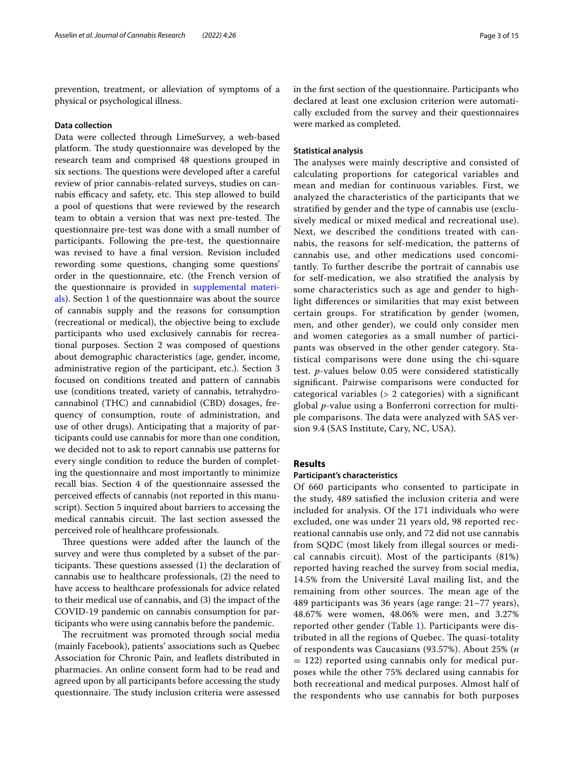prevention, treatment, or alleviation of symptoms of a physical or psychological illness.

### Data collection

Data were collected through LimeSurvey, a web-based platform. The study questionnaire was developed by the research team and comprised 48 questions grouped in six sections. The questions were developed after a careful review of prior cannabis-related surveys, studies on cannabis efficacy and safety, etc. This step allowed to build a pool of questions that were reviewed by the research team to obtain a version that was next pre-tested. The questionnaire pre-test was done with a small number of participants. Following the pre-test, the questionnaire was revised to have a final version. Revision included rewording some questions, changing some questions' order in the questionnaire, etc. (the French version of the questionnaire is provided in supplemental materials). Section 1 of the questionnaire was about the source of cannabis supply and the reasons for consumption (recreational or medical), the objective being to exclude participants who used exclusively cannabis for recreational purposes. Section 2 was composed of questions about demographic characteristics (age, gender, income, administrative region of the participant, etc.). Section 3 focused on conditions treated and pattern of cannabis use (conditions treated, variety of cannabis, tetrahydrocannabinol (THC) and cannabidiol (CBD) dosages, frequency of consumption, route of administration, and use of other drugs). Anticipating that a majority of participants could use cannabis for more than one condition, we decided not to ask to report cannabis use patterns for every single condition to reduce the burden of completing the questionnaire and most importantly to minimize recall bias. Section 4 of the questionnaire assessed the perceived effects of cannabis (not reported in this manuscript). Section 5 inquired about barriers to accessing the medical cannabis circuit. The last section assessed the perceived role of healthcare professionals.

Three questions were added after the launch of the survey and were thus completed by a subset of the participants. These questions assessed (1) the declaration of cannabis use to healthcare professionals, (2) the need to have access to healthcare professionals for advice related to their medical use of cannabis, and (3) the impact of the COVID-19 pandemic on cannabis consumption for participants who were using cannabis before the pandemic.

The recruitment was promoted through social media (mainly Facebook), patients' associations such as Quebec Association for Chronic Pain, and leaflets distributed in pharmacies. An online consent form had to be read and agreed upon by all participants before accessing the study questionnaire. The study inclusion criteria were assessed in the first section of the questionnaire. Participants who declared at least one exclusion criterion were automatically excluded from the survey and their questionnaires were marked as completed.

### Statistical analysis

The analyses were mainly descriptive and consisted of calculating proportions for categorical variables and mean and median for continuous variables. First, we analyzed the characteristics of the participants that we stratified by gender and the type of cannabis use (exclusively medical or mixed medical and recreational use). Next, we described the conditions treated with cannabis, the reasons for self-medication, the patterns of cannabis use, and other medications used concomitantly. To further describe the portrait of cannabis use for self-medication, we also stratified the analysis by some characteristics such as age and gender to highlight differences or similarities that may exist between certain groups. For stratification by gender (women, men, and other gender), we could only consider men and women categories as a small number of participants was observed in the other gender category. Statistical comparisons were done using the chi-square test. $p$-values below 0.05 were considered statistically significant. Pairwise comparisons were conducted for categorical variables (> 2 categories) with a significant global $p$-value using a Bonferroni correction for multiple comparisons. The data were analyzed with SAS version 9.4 (SAS Institute, Cary, NC, USA).

## Results

### Participant's characteristics

Of 660 participants who consented to participate in the study, 489 satisfied the inclusion criteria and were included for analysis. Of the 171 individuals who were excluded, one was under 21 years old, 98 reported recreational cannabis use only, and 72 did not use cannabis from SQDC (most likely from illegal sources or medical cannabis circuit). Most of the participants (81%) reported having reached the survey from social media, 14.5% from the Université Laval mailing list, and the remaining from other sources. The mean age of the 489 participants was 36 years (age range: 21–77 years), 48.67% were women, 48.06% were men, and 3.27% reported other gender (Table 1). Participants were distributed in all the regions of Quebec. The quasi-totality of respondents was Caucasians (93.57%). About 25% ($n$ = 122) reported using cannabis only for medical purposes while the other 75% declared using cannabis for both recreational and medical purposes. Almost half of the respondents who use cannabis for both purposes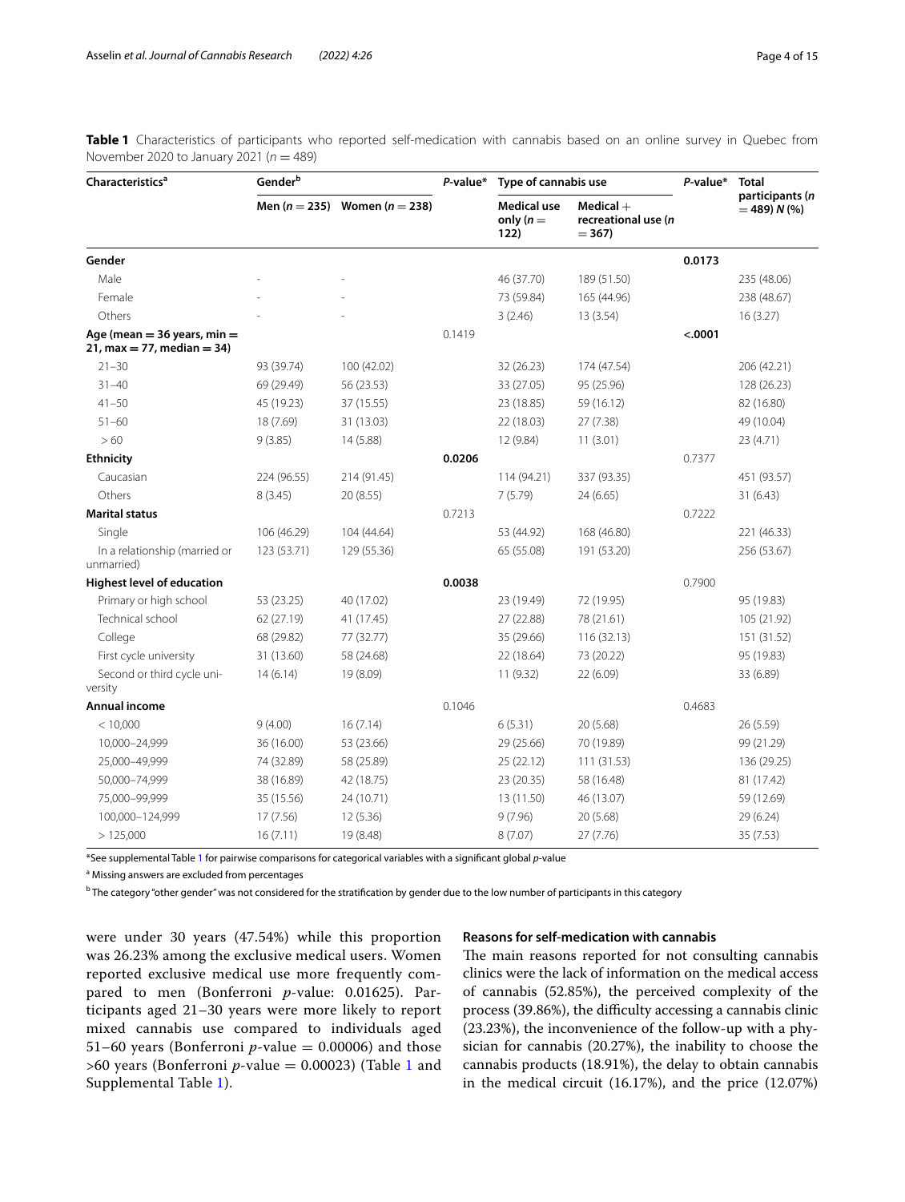**Table 1** Characteristics of participants who reported self-medication with cannabis based on an online survey in Quebec from November 2020 to January 2021 ($n = 489$)

| Characteristics[a] | Gender[b] | | *P*-value* | Type of cannabis use | | *P*-value* | Total participants ($n = 489$) *N* (%) |
|---|---|---|---|---|---|---|---|
| | Men ($n = 235$) | Women ($n = 238$) | | Medical use only ($n = 122$) | Medical + recreational use ($n = 367$) | | |
| **Gender** | | | | | | **0.0173** | |
| Male | - | - | | 46 (37.70) | 189 (51.50) | | 235 (48.06) |
| Female | - | - | | 73 (59.84) | 165 (44.96) | | 238 (48.67) |
| Others | - | - | | 3 (2.46) | 13 (3.54) | | 16 (3.27) |
| **Age (mean = 36 years, min = 21, max = 77, median = 34)** | | | 0.1419 | | | **<.0001** | |
| 21–30 | 93 (39.74) | 100 (42.02) | | 32 (26.23) | 174 (47.54) | | 206 (42.21) |
| 31–40 | 69 (29.49) | 56 (23.53) | | 33 (27.05) | 95 (25.96) | | 128 (26.23) |
| 41–50 | 45 (19.23) | 37 (15.55) | | 23 (18.85) | 59 (16.12) | | 82 (16.80) |
| 51–60 | 18 (7.69) | 31 (13.03) | | 22 (18.03) | 27 (7.38) | | 49 (10.04) |
| > 60 | 9 (3.85) | 14 (5.88) | | 12 (9.84) | 11 (3.01) | | 23 (4.71) |
| **Ethnicity** | | | **0.0206** | | | 0.7377 | |
| Caucasian | 224 (96.55) | 214 (91.45) | | 114 (94.21) | 337 (93.35) | | 451 (93.57) |
| Others | 8 (3.45) | 20 (8.55) | | 7 (5.79) | 24 (6.65) | | 31 (6.43) |
| **Marital status** | | | 0.7213 | | | 0.7222 | |
| Single | 106 (46.29) | 104 (44.64) | | 53 (44.92) | 168 (46.80) | | 221 (46.33) |
| In a relationship (married or unmarried) | 123 (53.71) | 129 (55.36) | | 65 (55.08) | 191 (53.20) | | 256 (53.67) |
| **Highest level of education** | | | **0.0038** | | | 0.7900 | |
| Primary or high school | 53 (23.25) | 40 (17.02) | | 23 (19.49) | 72 (19.95) | | 95 (19.83) |
| Technical school | 62 (27.19) | 41 (17.45) | | 27 (22.88) | 78 (21.61) | | 105 (21.92) |
| College | 68 (29.82) | 77 (32.77) | | 35 (29.66) | 116 (32.13) | | 151 (31.52) |
| First cycle university | 31 (13.60) | 58 (24.68) | | 22 (18.64) | 73 (20.22) | | 95 (19.83) |
| Second or third cycle university | 14 (6.14) | 19 (8.09) | | 11 (9.32) | 22 (6.09) | | 33 (6.89) |
| **Annual income** | | | 0.1046 | | | 0.4683 | |
| < 10,000 | 9 (4.00) | 16 (7.14) | | 6 (5.31) | 20 (5.68) | | 26 (5.59) |
| 10,000–24,999 | 36 (16.00) | 53 (23.66) | | 29 (25.66) | 70 (19.89) | | 99 (21.29) |
| 25,000–49,999 | 74 (32.89) | 58 (25.89) | | 25 (22.12) | 111 (31.53) | | 136 (29.25) |
| 50,000–74,999 | 38 (16.89) | 42 (18.75) | | 23 (20.35) | 58 (16.48) | | 81 (17.42) |
| 75,000–99,999 | 35 (15.56) | 24 (10.71) | | 13 (11.50) | 46 (13.07) | | 59 (12.69) |
| 100,000–124,999 | 17 (7.56) | 12 (5.36) | | 9 (7.96) | 20 (5.68) | | 29 (6.24) |
| > 125,000 | 16 (7.11) | 19 (8.48) | | 8 (7.07) | 27 (7.76) | | 35 (7.53) |

*See supplemental Table 1 for pairwise comparisons for categorical variables with a significant global *p*-value

[a] Missing answers are excluded from percentages

[b] The category "other gender" was not considered for the stratification by gender due to the low number of participants in this category

were under 30 years (47.54%) while this proportion was 26.23% among the exclusive medical users. Women reported exclusive medical use more frequently compared to men (Bonferroni *p*-value: 0.01625). Participants aged 21–30 years were more likely to report mixed cannabis use compared to individuals aged 51–60 years (Bonferroni *p*-value = 0.00006) and those >60 years (Bonferroni *p*-value = 0.00023) (Table 1 and Supplemental Table 1).

### Reasons for self-medication with cannabis

The main reasons reported for not consulting cannabis clinics were the lack of information on the medical access of cannabis (52.85%), the perceived complexity of the process (39.86%), the difficulty accessing a cannabis clinic (23.23%), the inconvenience of the follow-up with a physician for cannabis (20.27%), the inability to choose the cannabis products (18.91%), the delay to obtain cannabis in the medical circuit (16.17%), and the price (12.07%)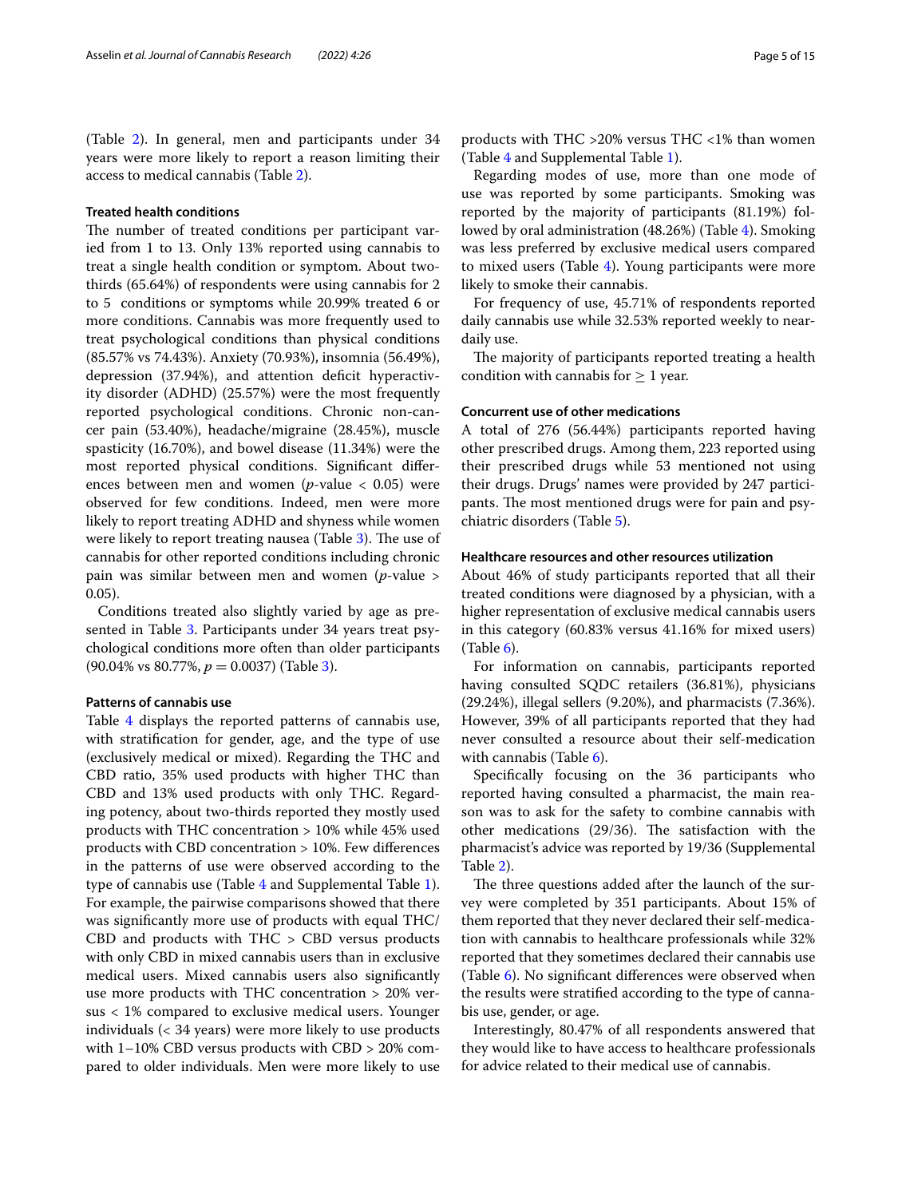(Table 2). In general, men and participants under 34 years were more likely to report a reason limiting their access to medical cannabis (Table 2).

### Treated health conditions

The number of treated conditions per participant varied from 1 to 13. Only 13% reported using cannabis to treat a single health condition or symptom. About two-thirds (65.64%) of respondents were using cannabis for 2 to 5 conditions or symptoms while 20.99% treated 6 or more conditions. Cannabis was more frequently used to treat psychological conditions than physical conditions (85.57% vs 74.43%). Anxiety (70.93%), insomnia (56.49%), depression (37.94%), and attention deficit hyperactivity disorder (ADHD) (25.57%) were the most frequently reported psychological conditions. Chronic non-cancer pain (53.40%), headache/migraine (28.45%), muscle spasticity (16.70%), and bowel disease (11.34%) were the most reported physical conditions. Significant differences between men and women ($p$-value $< 0.05$) were observed for few conditions. Indeed, men were more likely to report treating ADHD and shyness while women were likely to report treating nausea (Table 3). The use of cannabis for other reported conditions including chronic pain was similar between men and women ($p$-value $> 0.05$).

Conditions treated also slightly varied by age as presented in Table 3. Participants under 34 years treat psychological conditions more often than older participants (90.04% vs 80.77%, $p = 0.0037$) (Table 3).

### Patterns of cannabis use

Table 4 displays the reported patterns of cannabis use, with stratification for gender, age, and the type of use (exclusively medical or mixed). Regarding the THC and CBD ratio, 35% used products with higher THC than CBD and 13% used products with only THC. Regarding potency, about two-thirds reported they mostly used products with THC concentration > 10% while 45% used products with CBD concentration > 10%. Few differences in the patterns of use were observed according to the type of cannabis use (Table 4 and Supplemental Table 1). For example, the pairwise comparisons showed that there was significantly more use of products with equal THC/CBD and products with THC > CBD versus products with only CBD in mixed cannabis users than in exclusive medical users. Mixed cannabis users also significantly use more products with THC concentration > 20% versus < 1% compared to exclusive medical users. Younger individuals (< 34 years) were more likely to use products with 1–10% CBD versus products with CBD > 20% compared to older individuals. Men were more likely to use products with THC >20% versus THC <1% than women (Table 4 and Supplemental Table 1).

Regarding modes of use, more than one mode of use was reported by some participants. Smoking was reported by the majority of participants (81.19%) followed by oral administration (48.26%) (Table 4). Smoking was less preferred by exclusive medical users compared to mixed users (Table 4). Young participants were more likely to smoke their cannabis.

For frequency of use, 45.71% of respondents reported daily cannabis use while 32.53% reported weekly to near-daily use.

The majority of participants reported treating a health condition with cannabis for $\geq$ 1 year.

### Concurrent use of other medications

A total of 276 (56.44%) participants reported having other prescribed drugs. Among them, 223 reported using their prescribed drugs while 53 mentioned not using their drugs. Drugs' names were provided by 247 participants. The most mentioned drugs were for pain and psychiatric disorders (Table 5).

### Healthcare resources and other resources utilization

About 46% of study participants reported that all their treated conditions were diagnosed by a physician, with a higher representation of exclusive medical cannabis users in this category (60.83% versus 41.16% for mixed users) (Table 6).

For information on cannabis, participants reported having consulted SQDC retailers (36.81%), physicians (29.24%), illegal sellers (9.20%), and pharmacists (7.36%). However, 39% of all participants reported that they had never consulted a resource about their self-medication with cannabis (Table 6).

Specifically focusing on the 36 participants who reported having consulted a pharmacist, the main reason was to ask for the safety to combine cannabis with other medications (29/36). The satisfaction with the pharmacist's advice was reported by 19/36 (Supplemental Table 2).

The three questions added after the launch of the survey were completed by 351 participants. About 15% of them reported that they never declared their self-medication with cannabis to healthcare professionals while 32% reported that they sometimes declared their cannabis use (Table 6). No significant differences were observed when the results were stratified according to the type of cannabis use, gender, or age.

Interestingly, 80.47% of all respondents answered that they would like to have access to healthcare professionals for advice related to their medical use of cannabis.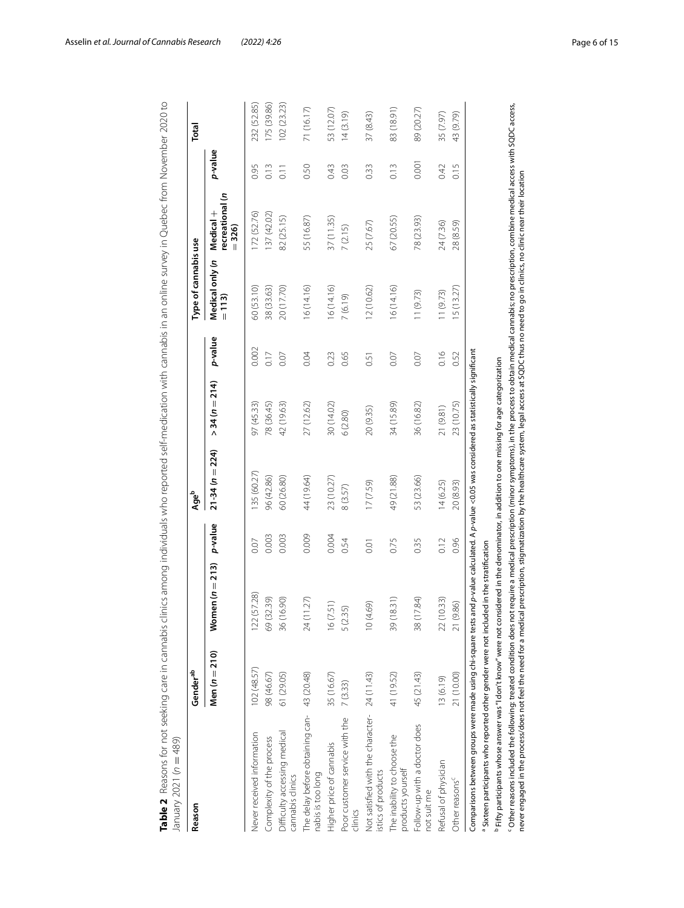**Table 2** Reasons for not seeking care in cannabis clinics among individuals who reported self-medication with cannabis in an online survey in Quebec from November 2020 to January 2021 ($n = 489$)

| Reason | Gender[ab] | | | Age[b] | | | Type of cannabis use | | | Total |
|---|---|---|---|---|---|---|---|---|---|---|
| | Men ($n = 210$) | Women ($n = 213$) | *p*-value | 21-34 ($n = 224$) | > 34 ($n = 214$) | *p*-value | Medical only ($n = 113$) | Medical + recreational ($n = 326$) | *p*-value | |
| Never received information | 102 (48.57) | 122 (57.28) | 0.07 | 135 (60.27) | 97 (45.33) | 0.002 | 60 (53.10) | 172 (52.76) | 0.95 | 232 (52.85) |
| Complexity of the process | 98 (46.67) | 69 (32.39) | 0.003 | 96 (42.86) | 78 (36.45) | 0.17 | 38 (33.63) | 137 (42.02) | 0.13 | 175 (39.86) |
| Difficulty accessing medical cannabis clinics | 61 (29.05) | 36 (16.90) | 0.003 | 60 (26.80) | 42 (19.63) | 0.07 | 20 (17.70) | 82 (25.15) | 0.11 | 102 (23.23) |
| The delay before obtaining cannabis is too long | 43 (20.48) | 24 (11.27) | 0.009 | 44 (19.64) | 27 (12.62) | 0.04 | 16 (14.16) | 55 (16.87) | 0.50 | 71 (16.17) |
| Higher price of cannabis | 35 (16.67) | 16 (7.51) | 0.004 | 23 (10.27) | 30 (14.02) | 0.23 | 16 (14.16) | 37 (11.35) | 0.43 | 53 (12.07) |
| Poor customer service with the clinics | 7 (3.33) | 5 (2.35) | 0.54 | 8 (3.57) | 6 (2.80) | 0.65 | 7 (6.19) | 7 (2.15) | 0.03 | 14 (3.19) |
| Not satisfied with the characteristics of products | 24 (11.43) | 10 (4.69) | 0.01 | 17 (7.59) | 20 (9.35) | 0.51 | 12 (10.62) | 25 (7.67) | 0.33 | 37 (8.43) |
| The inability to choose the products yourself | 41 (19.52) | 39 (18.31) | 0.75 | 49 (21.88) | 34 (15.89) | 0.07 | 16 (14.16) | 67 (20.55) | 0.13 | 83 (18.91) |
| Follow-up with a doctor does not suit me | 45 (21.43) | 38 (17.84) | 0.35 | 53 (23.66) | 36 (16.82) | 0.07 | 11 (9.73) | 78 (23.93) | 0.001 | 89 (20.27) |
| Refusal of physician | 13 (6.19) | 22 (10.33) | 0.12 | 14 (6.25) | 21 (9.81) | 0.16 | 11 (9.73) | 24 (7.36) | 0.42 | 35 (7.97) |
| Other reasons[c] | 21 (10.00) | 21 (9.86) | 0.96 | 20 (8.93) | 23 (10.75) | 0.52 | 15 (13.27) | 28 (8.59) | 0.15 | 43 (9.79) |

Comparisons between groups were made using chi-square tests and *p*-value calculated. A *p*-value <0.05 was considered as statistically significant

[a] Sixteen participants who reported other gender were not included in the stratification

[b] Fifty participants whose answer was "I don't know" were not considered in the denominator, in addition to one missing for age categorization

[c] Other reasons included the following: treated condition does not require a medical prescription (minor symptoms), in the process to obtain medical cannabis; no prescription, combine medical access with SQDC access, never engaged in the process/does not feel the need for a medical prescription, stigmatization by the healthcare system, legal access at SQDC thus no need to go in clinics, no clinic near their location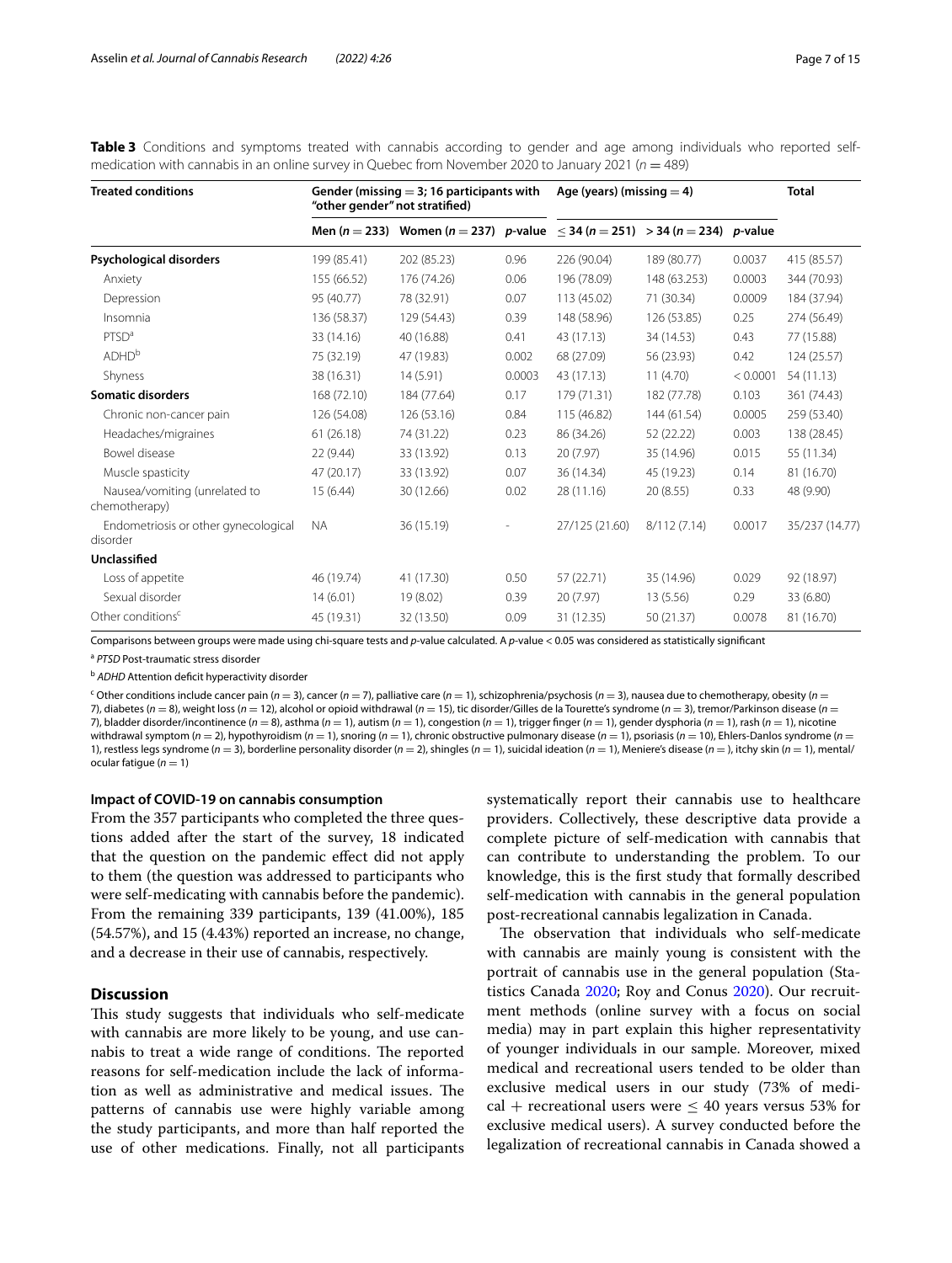**Table 3** Conditions and symptoms treated with cannabis according to gender and age among individuals who reported self-medication with cannabis in an online survey in Quebec from November 2020 to January 2021 ($n = 489$)

| Treated conditions | Gender (missing = 3; 16 participants with "other gender" not stratified) | | | Age (years) (missing = 4) | | | Total |
|---|---|---|---|---|---|---|---|
| | Men ($n = 233$) | Women ($n = 237$) | *p*-value | ≤ 34 ($n = 251$) | > 34 ($n = 234$) | *p*-value | |
| **Psychological disorders** | 199 (85.41) | 202 (85.23) | 0.96 | 226 (90.04) | 189 (80.77) | 0.0037 | 415 (85.57) |
| Anxiety | 155 (66.52) | 176 (74.26) | 0.06 | 196 (78.09) | 148 (63.253) | 0.0003 | 344 (70.93) |
| Depression | 95 (40.77) | 78 (32.91) | 0.07 | 113 (45.02) | 71 (30.34) | 0.0009 | 184 (37.94) |
| Insomnia | 136 (58.37) | 129 (54.43) | 0.39 | 148 (58.96) | 126 (53.85) | 0.25 | 274 (56.49) |
| PTSD[a] | 33 (14.16) | 40 (16.88) | 0.41 | 43 (17.13) | 34 (14.53) | 0.43 | 77 (15.88) |
| ADHD[b] | 75 (32.19) | 47 (19.83) | 0.002 | 68 (27.09) | 56 (23.93) | 0.42 | 124 (25.57) |
| Shyness | 38 (16.31) | 14 (5.91) | 0.0003 | 43 (17.13) | 11 (4.70) | < 0.0001 | 54 (11.13) |
| **Somatic disorders** | 168 (72.10) | 184 (77.64) | 0.17 | 179 (71.31) | 182 (77.78) | 0.103 | 361 (74.43) |
| Chronic non-cancer pain | 126 (54.08) | 126 (53.16) | 0.84 | 115 (46.82) | 144 (61.54) | 0.0005 | 259 (53.40) |
| Headaches/migraines | 61 (26.18) | 74 (31.22) | 0.23 | 86 (34.26) | 52 (22.22) | 0.003 | 138 (28.45) |
| Bowel disease | 22 (9.44) | 33 (13.92) | 0.13 | 20 (7.97) | 35 (14.96) | 0.015 | 55 (11.34) |
| Muscle spasticity | 47 (20.17) | 33 (13.92) | 0.07 | 36 (14.34) | 45 (19.23) | 0.14 | 81 (16.70) |
| Nausea/vomiting (unrelated to chemotherapy) | 15 (6.44) | 30 (12.66) | 0.02 | 28 (11.16) | 20 (8.55) | 0.33 | 48 (9.90) |
| Endometriosis or other gynecological disorder | NA | 36 (15.19) | - | 27/125 (21.60) | 8/112 (7.14) | 0.0017 | 35/237 (14.77) |
| **Unclassified** | | | | | | | |
| Loss of appetite | 46 (19.74) | 41 (17.30) | 0.50 | 57 (22.71) | 35 (14.96) | 0.029 | 92 (18.97) |
| Sexual disorder | 14 (6.01) | 19 (8.02) | 0.39 | 20 (7.97) | 13 (5.56) | 0.29 | 33 (6.80) |
| Other conditions[c] | 45 (19.31) | 32 (13.50) | 0.09 | 31 (12.35) | 50 (21.37) | 0.0078 | 81 (16.70) |

Comparisons between groups were made using chi-square tests and *p*-value calculated. A *p*-value < 0.05 was considered as statistically significant

[a] *PTSD* Post-traumatic stress disorder

[b] *ADHD* Attention deficit hyperactivity disorder

[c] Other conditions include cancer pain ($n = 3$), cancer ($n = 7$), palliative care ($n = 1$), schizophrenia/psychosis ($n = 3$), nausea due to chemotherapy, obesity ($n = 7$), diabetes ($n = 8$), weight loss ($n = 12$), alcohol or opioid withdrawal ($n = 15$), tic disorder/Gilles de la Tourette's syndrome ($n = 3$), tremor/Parkinson disease ($n = 7$), bladder disorder/incontinence ($n = 8$), asthma ($n = 1$), autism ($n = 1$), congestion ($n = 1$), trigger finger ($n = 1$), gender dysphoria ($n = 1$), rash ($n = 1$), nicotine withdrawal symptom ($n = 2$), hypothyroidism ($n = 1$), snoring ($n = 1$), chronic obstructive pulmonary disease ($n = 1$), psoriasis ($n = 10$), Ehlers-Danlos syndrome ($n = 1$), restless legs syndrome ($n = 3$), borderline personality disorder ($n = 2$), shingles ($n = 1$), suicidal ideation ($n = 1$), Meniere's disease ($n =$ ), itchy skin ($n = 1$), mental/ocular fatigue ($n = 1$)

### Impact of COVID-19 on cannabis consumption

From the 357 participants who completed the three questions added after the start of the survey, 18 indicated that the question on the pandemic effect did not apply to them (the question was addressed to participants who were self-medicating with cannabis before the pandemic). From the remaining 339 participants, 139 (41.00%), 185 (54.57%), and 15 (4.43%) reported an increase, no change, and a decrease in their use of cannabis, respectively.

## Discussion

This study suggests that individuals who self-medicate with cannabis are more likely to be young, and use cannabis to treat a wide range of conditions. The reported reasons for self-medication include the lack of information as well as administrative and medical issues. The patterns of cannabis use were highly variable among the study participants, and more than half reported the use of other medications. Finally, not all participants systematically report their cannabis use to healthcare providers. Collectively, these descriptive data provide a complete picture of self-medication with cannabis that can contribute to understanding the problem. To our knowledge, this is the first study that formally described self-medication with cannabis in the general population post-recreational cannabis legalization in Canada.

The observation that individuals who self-medicate with cannabis are mainly young is consistent with the portrait of cannabis use in the general population (Statistics Canada 2020; Roy and Conus 2020). Our recruitment methods (online survey with a focus on social media) may in part explain this higher representativity of younger individuals in our sample. Moreover, mixed medical and recreational users tended to be older than exclusive medical users in our study (73% of medical + recreational users were ≤ 40 years versus 53% for exclusive medical users). A survey conducted before the legalization of recreational cannabis in Canada showed a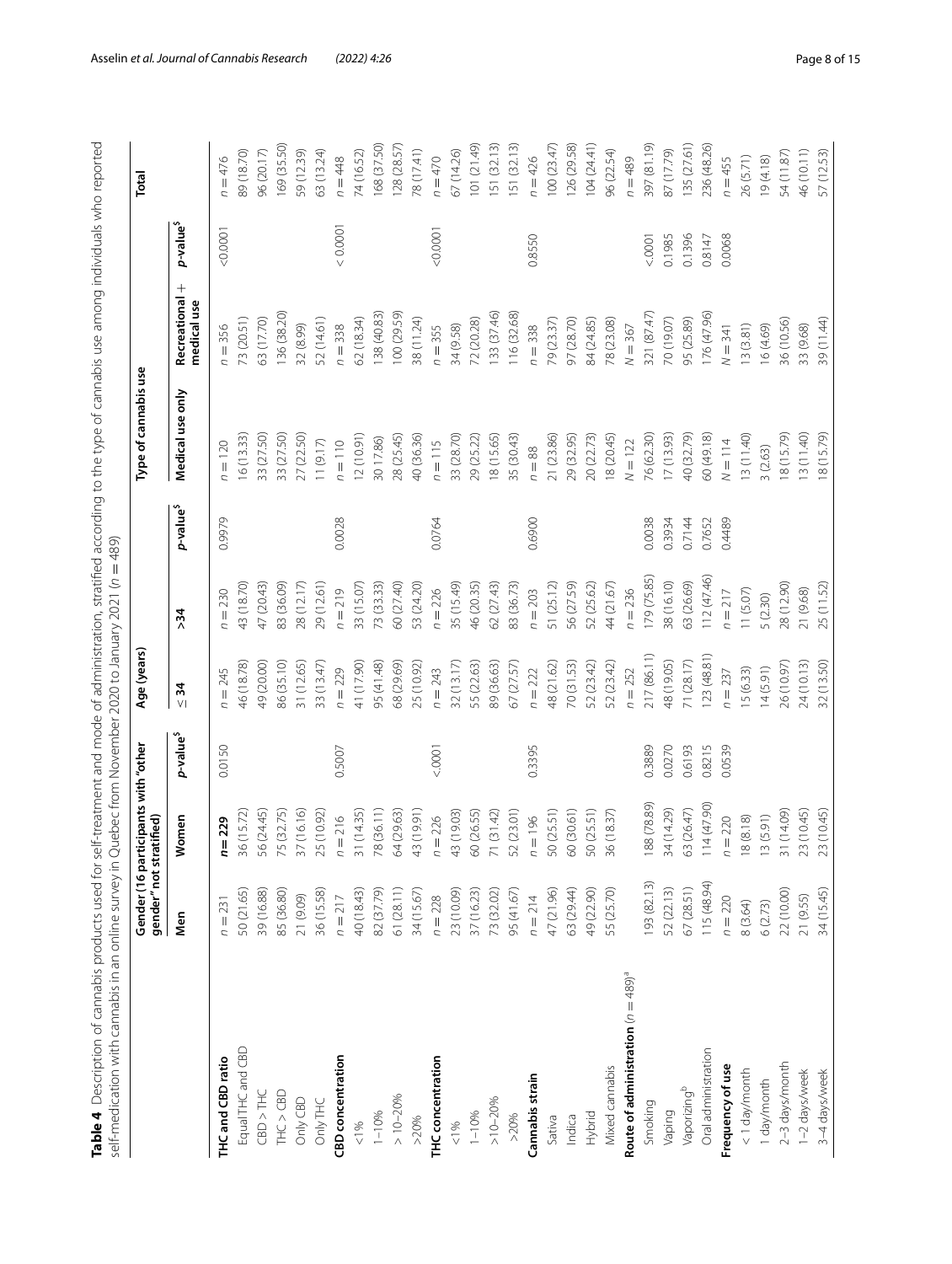**Table 4** Description of cannabis products used for self-treatment and mode of administration, stratified according to the type of cannabis use among individuals who reported self-medication with cannabis in an online survey in Quebec from November 2020 to January 2021 ($n = 489$)

| | Gender (16 participants with "other gender" not stratified) | | | Age (years) | | | Type of cannabis use | | | Total |
|---|---|---|---|---|---|---|---|---|---|---|
| | Men | Women | p-value[$] | ≤ 34 | >34 | p-value[$] | Medical use only | Recreational + medical use | p-value[$] | |
| **THC and CBD ratio** | $n = 231$ | **$n = 229$** | 0.0150 | $n = 245$ | $n = 230$ | 0.9979 | $n = 120$ | $n = 356$ | <0.0001 | $n = 476$ |
| Equal THC and CBD | 50 (21.65) | 36 (15.72) | | 46 (18.78) | 43 (18.70) | | 16 (13.33) | 73 (20.51) | | 89 (18.70) |
| CBD > THC | 39 (16.88) | 56 (24.45) | | 49 (20.00) | 47 (20.43) | | 33 (27.50) | 63 (17.70) | | 96 (20.17) |
| THC > CBD | 85 (36.80) | 75 (32.75) | | 86 (35.10) | 83 (36.09) | | 33 (27.50) | 136 (38.20) | | 169 (35.50) |
| Only CBD | 21 (9.09) | 37 (16.16) | | 31 (12.65) | 28 (12.17) | | 27 (22.50) | 32 (8.99) | | 59 (12.39) |
| Only THC | 36 (15.58) | 25 (10.92) | | 33 (13.47) | 29 (12.61) | | 11 (9.17) | 52 (14.61) | | 63 (13.24) |
| **CBD concentration** | $n = 217$ | $n = 216$ | 0.5007 | $n = 229$ | $n = 219$ | 0.0028 | $n = 110$ | $n = 338$ | < 0.0001 | $n = 448$ |
| <1% | 40 (18.43) | 31 (14.35) | | 41 (17.90) | 33 (15.07) | | 12 (10.91) | 62 (18.34) | | 74 (16.52) |
| 1–10% | 82 (37.79) | 78 (36.11) | | 95 (41.48) | 73 (33.33) | | 30 17.86) | 138 (40.83) | | 168 (37.50) |
| > 10–20% | 61 (28.11) | 64 (29.63) | | 68 (29.69) | 60 (27.40) | | 28 (25.45) | 100 (29.59) | | 128 (28.57) |
| >20% | 34 (15.67) | 43 (19.91) | | 25 (10.92) | 53 (24.20) | | 40 (36.36) | 38 (11.24) | | 78 (17.41) |
| **THC concentration** | $n = 228$ | $n = 226$ | <.0001 | $n = 243$ | $n = 226$ | 0.0764 | $n = 115$ | $n = 355$ | <0.0001 | $n = 470$ |
| <1% | 23 (10.09) | 43 (19.03) | | 32 (13.17) | 35 (15.49) | | 33 (28.70) | 34 (9.58) | | 67 (14.26) |
| 1–10% | 37 (16.23) | 60 (26.55) | | 55 (22.63) | 46 (20.35) | | 29 (25.22) | 72 (20.28) | | 101 (21.49) |
| >10–20% | 73 (32.02) | 71 (31.42) | | 89 (36.63) | 62 (27.43) | | 18 (15.65) | 133 (37.46) | | 151 (32.13) |
| >20% | 95 (41.67) | 52 (23.01) | | 67 (27.57) | 83 (36.73) | | 35 (30.43) | 116 (32.68) | | 151 (32.13) |
| **Cannabis strain** | $n = 214$ | $n = 196$ | 0.3395 | $n = 222$ | $n = 203$ | 0.6900 | $n = 88$ | $n = 338$ | 0.8550 | $n = 426$ |
| Sativa | 47 (21.96) | 50 (25.51) | | 48 (21.62) | 51 (25.12) | | 21 (23.86) | 79 (23.37) | | 100 (23.47) |
| Indica | 63 (29.44) | 60 (30.61) | | 70 (31.53) | 56 (27.59) | | 29 (32.95) | 97 (28.70) | | 126 (29.58) |
| Hybrid | 49 (22.90) | 50 (25.51) | | 52 (23.42) | 52 (25.62) | | 20 (22.73) | 84 (24.85) | | 104 (24.41) |
| Mixed cannabis | 55 (25.70) | 36 (18.37) | | 52 (23.42) | 44 (21.67) | | 18 (20.45) | 78 (23.08) | | 96 (22.54) |
| **Route of administration ($n = 489$)[a]** | | | | $n = 252$ | $n = 236$ | | $N = 122$ | $N = 367$ | | $n = 489$ |
| Smoking | 193 (82.13) | 188 (78.89) | 0.3889 | 217 (86.11) | 179 (75.85) | 0.0038 | 76 (62.30) | 321 (87.47) | <.0001 | 397 (81.19) |
| Vaping | 52 (22.13) | 34 (14.29) | 0.0270 | 48 (19.05) | 38 (16.10) | 0.3934 | 17 (13.93) | 70 (19.07) | 0.1985 | 87 (17.79) |
| Vaporizing[b] | 67 (28.51) | 63 (26.47) | 0.6193 | 71 (28.17) | 63 (26.69) | 0.7144 | 40 (32.79) | 95 (25.89) | 0.1396 | 135 (27.61) |
| Oral administration | 115 (48.94) | 114 (47.90) | 0.8215 | 123 (48.81) | 112 (47.46) | 0.7652 | 60 (49.18) | 176 (47.96) | 0.8147 | 236 (48.26) |
| **Frequency of use** | $n = 220$ | $n = 220$ | 0.0539 | $n = 237$ | $n = 217$ | 0.4489 | $N = 114$ | $N = 341$ | 0.0068 | $n = 455$ |
| < 1 day/month | 8 (3.64) | 18 (8.18) | | 15 (6.33) | 11 (5.07) | | 13 (11.40) | 13 (3.81) | | 26 (5.71) |
| 1 day/month | 6 (2.73) | 13 (5.91) | | 14 (5.91) | 5 (2.30) | | 3 (2.63) | 16 (4.69) | | 19 (4.18) |
| 2–3 days/month | 22 (10.00) | 31 (14.09) | | 26 (10.97) | 28 (12.90) | | 18 (15.79) | 36 (10.56) | | 54 (11.87) |
| 1–2 days/week | 21 (9.55) | 23 (10.45) | | 24 (10.13) | 21 (9.68) | | 13 (11.40) | 33 (9.68) | | 46 (10.11) |
| 3–4 days/week | 34 (15.45) | 23 (10.45) | | 32 (13.50) | 25 (11.52) | | 18 (15.79) | 39 (11.44) | | 57 (12.53) |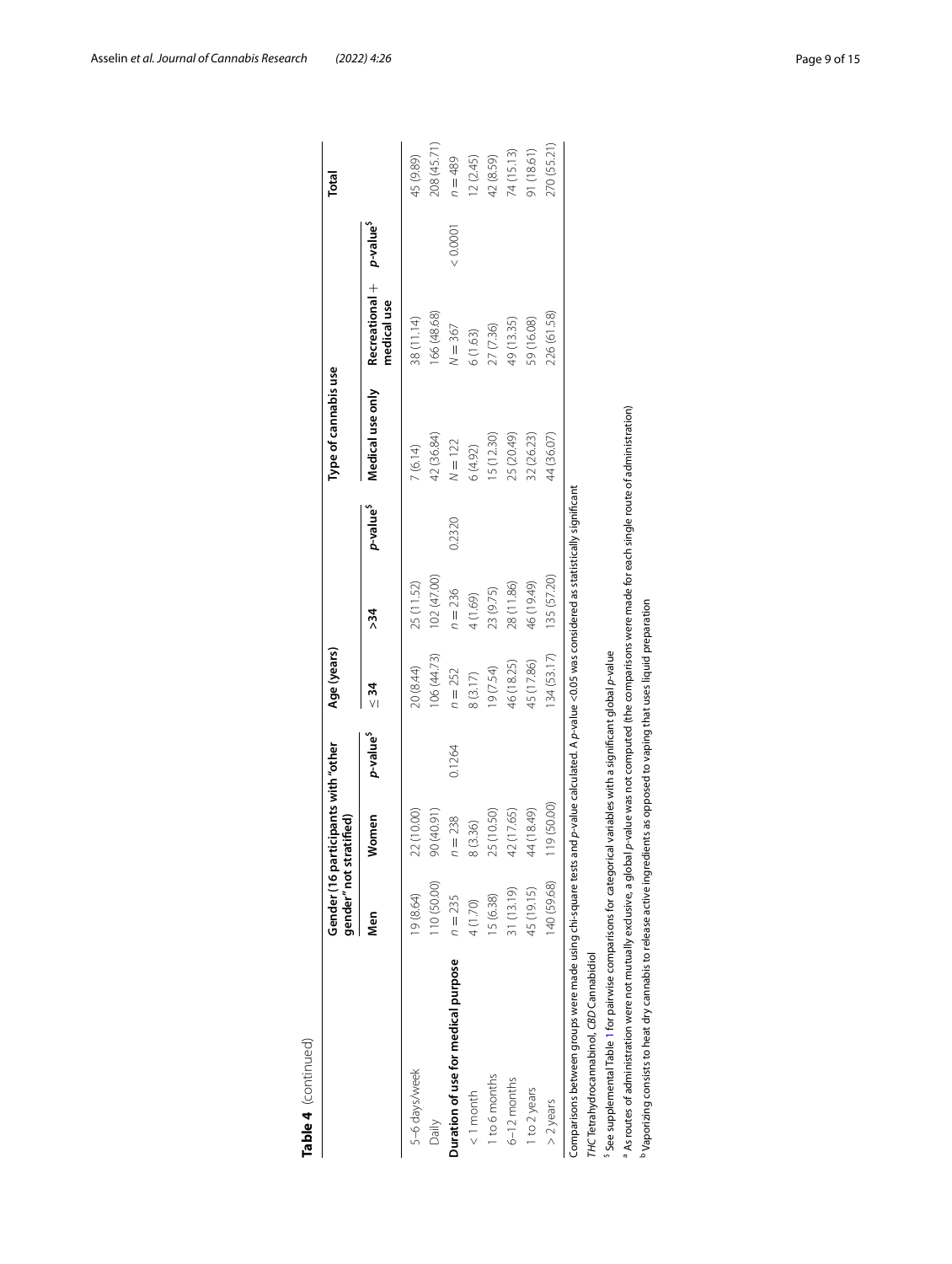**Table 4** (continued)

| | Gender (16 participants with "other gender" not stratified) | | | Age (years) | | | Type of cannabis use | | | Total |
|---|---|---|---|---|---|---|---|---|---|---|
| | Men | Women | p-value[$] | ≤ 34 | >34 | p-value[$] | Medical use only | Recreational + medical use | p-value[$] | |
| 5–6 days/week | 19 (8.64) | 22 (10.00) | | 20 (8.44) | 25 (11.52) | | 7 (6.14) | 38 (11.14) | | 45 (9.89) |
| Daily | 110 (50.00) | 90 (40.91) | | 106 (44.73) | 102 (47.00) | | 42 (36.84) | 166 (48.68) | | 208 (45.71) |
| **Duration of use for medical purpose** | n = 235 | n = 238 | 0.1264 | n = 252 | n = 236 | 0.2320 | N = 122 | N = 367 | < 0.0001 | n = 489 |
| < 1 month | 4 (1.70) | 8 (3.36) | | 8 (3.17) | 4 (1.69) | | 6 (4.92) | 6 (1.63) | | 12 (2.45) |
| 1 to 6 months | 15 (6.38) | 25 (10.50) | | 19 (7.54) | 23 (9.75) | | 15 (12.30) | 27 (7.36) | | 42 (8.59) |
| 6–12 months | 31 (13.19) | 42 (17.65) | | 46 (18.25) | 28 (11.86) | | 25 (20.49) | 49 (13.35) | | 74 (15.13) |
| 1 to 2 years | 45 (19.15) | 44 (18.49) | | 45 (17.86) | 46 (19.49) | | 32 (26.23) | 59 (16.08) | | 91 (18.61) |
| > 2 years | 140 (59.68) | 119 (50.00) | | 134 (53.17) | 135 (57.20) | | 44 (36.07) | 226 (61.58) | | 270 (55.21) |

Comparisons between groups were made using chi-square tests and p-value calculated. A p-value <0.05 was considered as statistically significant

*THC* Tetrahydrocannabinol, *CBD* Cannabidiol

[$] See supplemental Table 1 for pairwise comparisons for categorical variables with a significant global p-value

[a] As routes of administration were not mutually exclusive, a global p-value was not computed (the comparisons were made for each single route of administration)

[b] Vaporizing consists to heat dry cannabis to release active ingredients as opposed to vaping that uses liquid preparation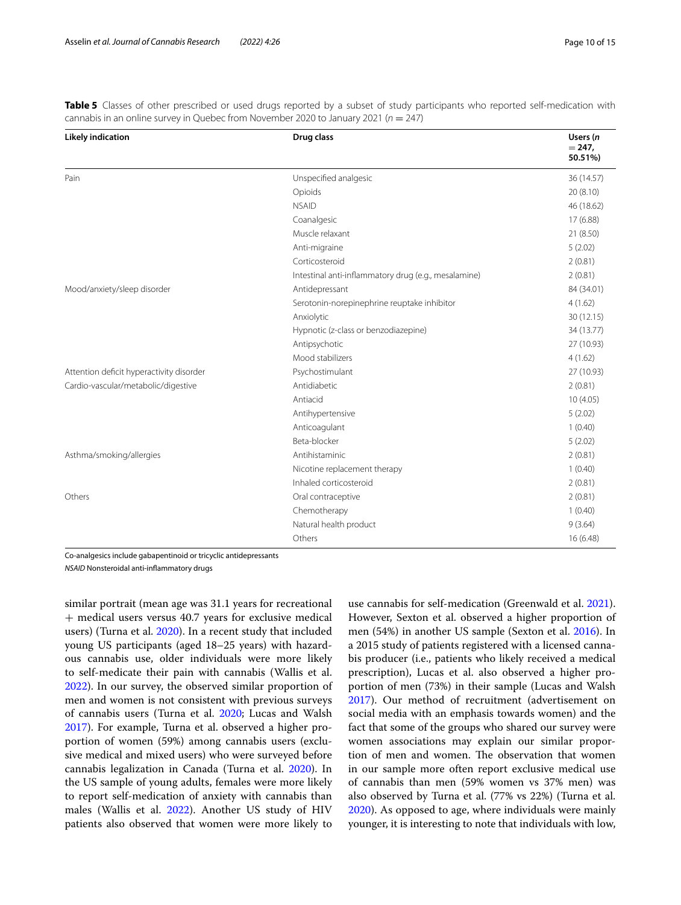**Table 5** Classes of other prescribed or used drugs reported by a subset of study participants who reported self-medication with cannabis in an online survey in Quebec from November 2020 to January 2021 ($n = 247$)

| Likely indication | Drug class | Users ($n = 247$, 50.51%) |
|---|---|---|
| Pain | Unspecified analgesic | 36 (14.57) |
| | Opioids | 20 (8.10) |
| | NSAID | 46 (18.62) |
| | Coanalgesic | 17 (6.88) |
| | Muscle relaxant | 21 (8.50) |
| | Anti-migraine | 5 (2.02) |
| | Corticosteroid | 2 (0.81) |
| | Intestinal anti-inflammatory drug (e.g., mesalamine) | 2 (0.81) |
| Mood/anxiety/sleep disorder | Antidepressant | 84 (34.01) |
| | Serotonin-norepinephrine reuptake inhibitor | 4 (1.62) |
| | Anxiolytic | 30 (12.15) |
| | Hypnotic (z-class or benzodiazepine) | 34 (13.77) |
| | Antipsychotic | 27 (10.93) |
| | Mood stabilizers | 4 (1.62) |
| Attention deficit hyperactivity disorder | Psychostimulant | 27 (10.93) |
| Cardio-vascular/metabolic/digestive | Antidiabetic | 2 (0.81) |
| | Antiacid | 10 (4.05) |
| | Antihypertensive | 5 (2.02) |
| | Anticoagulant | 1 (0.40) |
| | Beta-blocker | 5 (2.02) |
| Asthma/smoking/allergies | Antihistaminic | 2 (0.81) |
| | Nicotine replacement therapy | 1 (0.40) |
| | Inhaled corticosteroid | 2 (0.81) |
| Others | Oral contraceptive | 2 (0.81) |
| | Chemotherapy | 1 (0.40) |
| | Natural health product | 9 (3.64) |
| | Others | 16 (6.48) |

Co-analgesics include gabapentinoid or tricyclic antidepressants

*NSAID* Nonsteroidal anti-inflammatory drugs

similar portrait (mean age was 31.1 years for recreational + medical users versus 40.7 years for exclusive medical users) (Turna et al. 2020). In a recent study that included young US participants (aged 18–25 years) with hazardous cannabis use, older individuals were more likely to self-medicate their pain with cannabis (Wallis et al. 2022). In our survey, the observed similar proportion of men and women is not consistent with previous surveys of cannabis users (Turna et al. 2020; Lucas and Walsh 2017). For example, Turna et al. observed a higher proportion of women (59%) among cannabis users (exclusive medical and mixed users) who were surveyed before cannabis legalization in Canada (Turna et al. 2020). In the US sample of young adults, females were more likely to report self-medication of anxiety with cannabis than males (Wallis et al. 2022). Another US study of HIV patients also observed that women were more likely to use cannabis for self-medication (Greenwald et al. 2021). However, Sexton et al. observed a higher proportion of men (54%) in another US sample (Sexton et al. 2016). In a 2015 study of patients registered with a licensed cannabis producer (i.e., patients who likely received a medical prescription), Lucas et al. also observed a higher proportion of men (73%) in their sample (Lucas and Walsh 2017). Our method of recruitment (advertisement on social media with an emphasis towards women) and the fact that some of the groups who shared our survey were women associations may explain our similar proportion of men and women. The observation that women in our sample more often report exclusive medical use of cannabis than men (59% women vs 37% men) was also observed by Turna et al. (77% vs 22%) (Turna et al. 2020). As opposed to age, where individuals were mainly younger, it is interesting to note that individuals with low,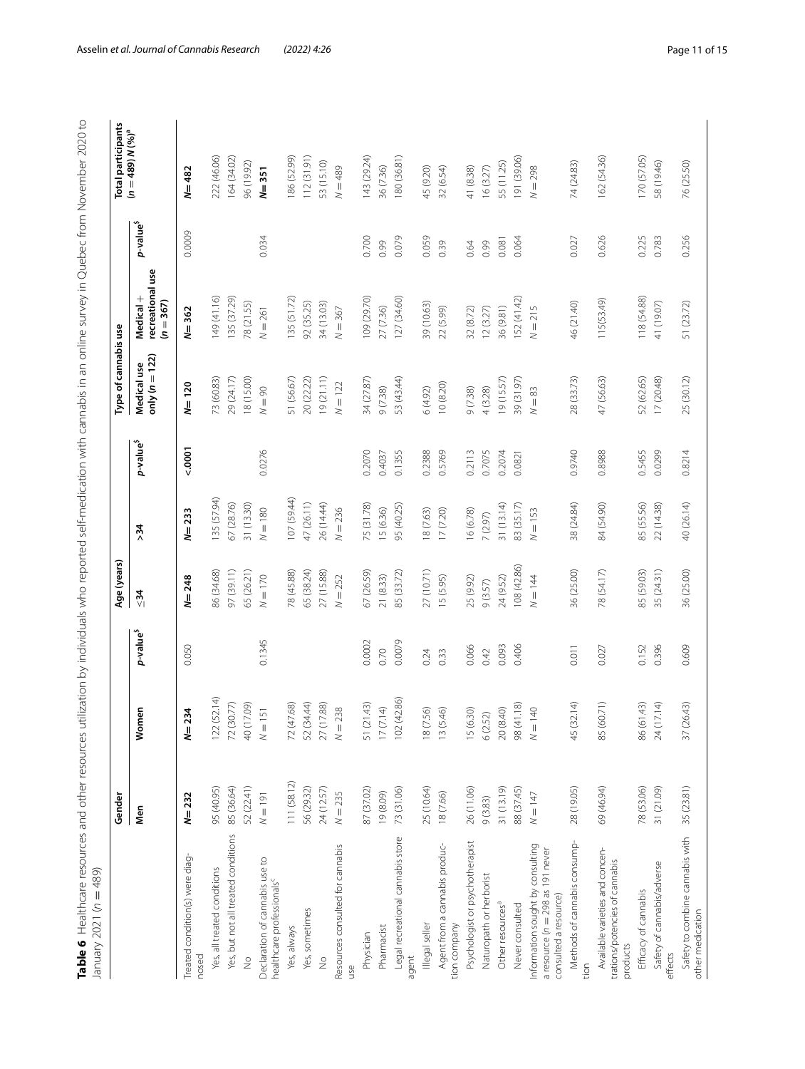**Table 6** Healthcare resources and other resources utilization by individuals who reported self-medication with cannabis in an online survey in Quebec from November 2020 to January 2021 ($n = 489$)

| | Gender | | | Age (years) | | | Type of cannabis use | | | Total participants |
|---|---|---|---|---|---|---|---|---|---|---|
| | Men | Women | p-value[$] | ≤34 | >34 | p-value[$] | Medical use only ($n = 122$) | Medical + recreational use ($n = 367$) | p-value[$] | ($n = 489$) N (%)[a] |
| Treated condition(s) were diagnosed | N= 232 | N= 234 | 0.050 | N= 248 | N= 233 | <.0001 | N= 120 | N= 362 | 0.0009 | N= 482 |
| Yes, all treated conditions | 95 (40.95) | 122 (52.14) | | 86 (34.68) | 135 (57.94) | | 73 (60.83) | 149 (41.16) | | 222 (46.06) |
| Yes, but not all treated conditions | 85 (36.64) | 72 (30.77) | | 97 (39.11) | 67 (28.76) | | 29 (24.17) | 135 (37.29) | | 164 (34.02) |
| No | 52 (22.41) | 40 (17.09) | | 65 (26.21) | 31 (13.30) | | 18 (15.00) | 78 (21.55) | | 96 (19.92) |
| Declaration of cannabis use to healthcare professionals[c] | N = 191 | N = 151 | 0.1345 | N = 170 | N = 180 | 0.0276 | N = 90 | N = 261 | 0.034 | N= 351 |
| Yes, always | 111 (58.12) | 72 (47.68) | | 78 (45.88) | 107 (59.44) | | 51 (56.67) | 135 (51.72) | | 186 (52.99) |
| Yes, sometimes | 56 (29.32) | 52 (34.44) | | 65 (38.24) | 47 (26.11) | | 20 (22.22) | 92 (35.25) | | 112 (31.91) |
| No | 24 (12.57) | 27 (17.88) | | 27 (15.88) | 26 (14.44) | | 19 (21.11) | 34 (13.03) | | 53 (15.10) |
| Resources consulted for cannabis use | N = 235 | N = 238 | | N = 252 | N = 236 | | N = 122 | N = 367 | | N = 489 |
| Physician | 87 (37.02) | 51 (21.43) | 0.0002 | 67 (26.59) | 75 (31.78) | 0.2070 | 34 (27.87) | 109 (29.70) | 0.700 | 143 (29.24) |
| Pharmacist | 19 (8.09) | 17 (7.14) | 0.70 | 21 (8.33) | 15 (6.36) | 0.4037 | 9 (7.38) | 27 (7.36) | 0.99 | 36 (7.36) |
| Legal recreational cannabis store agent | 73 (31.06) | 102 (42.86) | 0.0079 | 85 (33.72) | 95 (40.25) | 0.1355 | 53 (43.44) | 127 (34.60) | 0.079 | 180 (36.81) |
| Illegal seller | 25 (10.64) | 18 (7.56) | 0.24 | 27 (10.71) | 18 (7.63) | 0.2388 | 6 (4.92) | 39 (10.63) | 0.059 | 45 (9.20) |
| Agent from a cannabis production company | 18 (7.66) | 13 (5.46) | 0.33 | 15 (5.95) | 17 (7.20) | 0.5769 | 10 (8.20) | 22 (5.99) | 0.39 | 32 (6.54) |
| Psychologist or psychotherapist | 26 (11.06) | 15 (6.30) | 0.066 | 25 (9.92) | 16 (6.78) | 0.2113 | 9 (7.38) | 32 (8.72) | 0.64 | 41 (8.38) |
| Naturopath or herborist | 9 (3.83) | 6 (2.52) | 0.42 | 9 (3.57) | 7 (2.97) | 0.7075 | 4 (3.28) | 12 (3.27) | 0.99 | 16 (3.27) |
| Other resources[d] | 31 (13.19) | 20 (8.40) | 0.093 | 24 (9.52) | 31 (13.14) | 0.2074 | 19 (15.57) | 36 (9.81) | 0.081 | 55 (11.25) |
| Never consulted | 88 (37.45) | 98 (41.18) | 0.406 | 108 (42.86) | 83 (35.17) | 0.0821 | 39 (31.97) | 152 (41.42) | 0.064 | 191 (39.06) |
| Information sought by consulting a resource ($n = 298$ as 191 never consulted a resource) | N = 147 | N = 140 | | N = 144 | N = 153 | | N = 83 | N = 215 | | N = 298 |
| Methods of cannabis consumption | 28 (19.05) | 45 (32.14) | 0.011 | 36 (25.00) | 38 (24.84) | 0.9740 | 28 (33.73) | 46 (21.40) | 0.027 | 74 (24.83) |
| Available varieties and concentrations/potencies of cannabis products | 69 (46.94) | 85 (60.71) | 0.027 | 78 (54.17) | 84 (54.90) | 0.8988 | 47 (56.63) | 115(53.49) | 0.626 | 162 (54.36) |
| Efficacy of cannabis | 78 (53.06) | 86 (61.43) | 0.152 | 85 (59.03) | 85 (55.56) | 0.5455 | 52 (62.65) | 118 (54.88) | 0.225 | 170 (57.05) |
| Safety of cannabis/adverse effects | 31 (21.09) | 24 (17.14) | 0.396 | 35 (24.31) | 22 (14.38) | 0.0299 | 17 (20.48) | 41 (19.07) | 0.783 | 58 (19.46) |
| Safety to combine cannabis with other medication | 35 (23.81) | 37 (26.43) | 0.609 | 36 (25.00) | 40 (26.14) | 0.8214 | 25 (30.12) | 51 (23.72) | 0.256 | 76 (25.50) |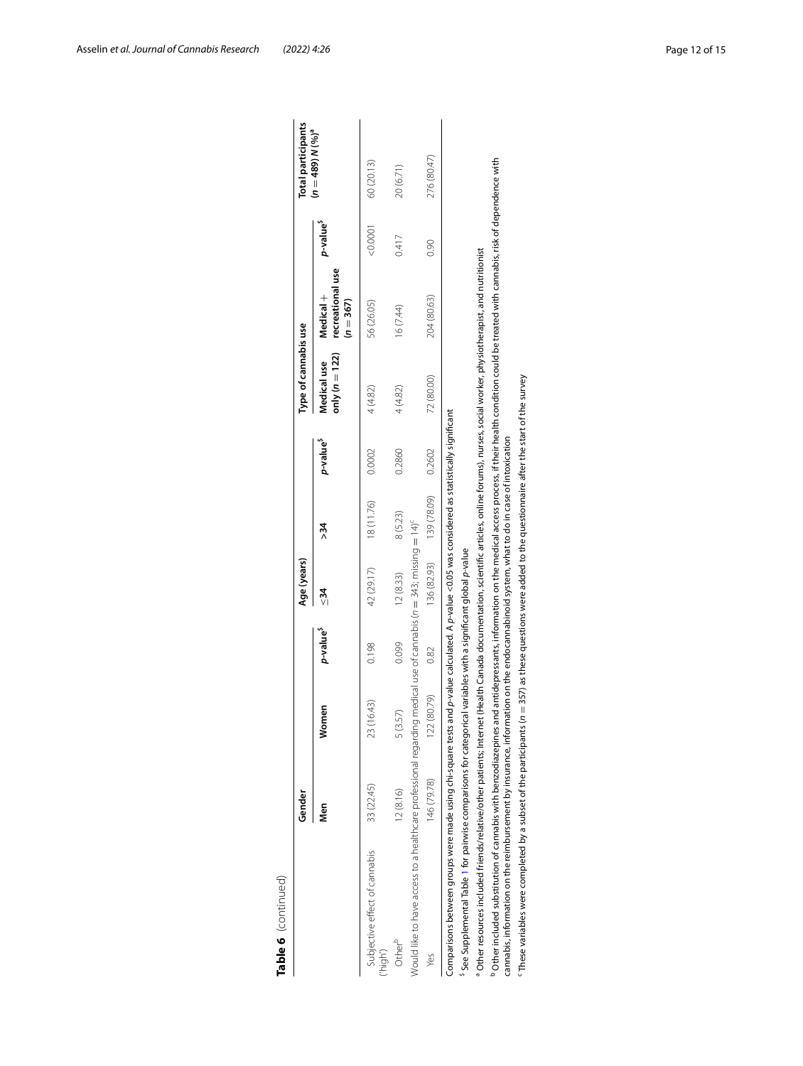**Table 6** (continued)

| | Gender | | | Age (years) | | | Type of cannabis use | | | Total participants ($n = 489$) N (%)[a] |
|---|---|---|---|---|---|---|---|---|---|---|
| | Men | Women | p-value[$] | ≤34 | >34 | p-value[$] | Medical use only ($n = 122$) | Medical + recreational use ($n = 367$) | p-value[$] | |
| Subjective effect of cannabis ('high') | 33 (22.45) | 23 (16.43) | 0.198 | 42 (29.17) | 18 (11.76) | 0.0002 | 4 (4.82) | 56 (26.05) | <0.0001 | 60 (20.13) |
| Other[b] | 12 (8.16) | 5 (3.57) | 0.099 | 12 (8.33) | 8 (5.23) | 0.2860 | 4 (4.82) | 16 (7.44) | 0.417 | 20 (6.71) |
| Would like to have access to a healthcare professional regarding medical use of cannabis ($n = 343$; missing = 14)[c] | | | | | | | | | | |
| Yes | 146 (79.78) | 122 (80.79) | 0.82 | 136 (82.93) | 139 (78.09) | 0.2602 | 72 (80.00) | 204 (80.63) | 0.90 | 276 (80.47) |

Comparisons between groups were made using chi-square tests and p-value calculated. A p-value <0.05 was considered as statistically significant

[$] See Supplemental Table 1 for pairwise comparisons for categorical variables with a significant global p-value

[a] Other resources included friends/relative/other patients; Internet (Health Canada documentation, scientific articles, online forums), nurses, social worker, physiotherapist, and nutritionist

[b] Other included substitution of cannabis with benzodiazepines and antidepressants, information on the medical access process, if their health condition could be treated with cannabis, risk of dependence with cannabis, information on the reimbursement by insurance, information on the endocannabinoid system, what to do in case of intoxication

[c] These variables were completed by a subset of the participants ($n = 357$) as these questions were added to the questionnaire after the start of the survey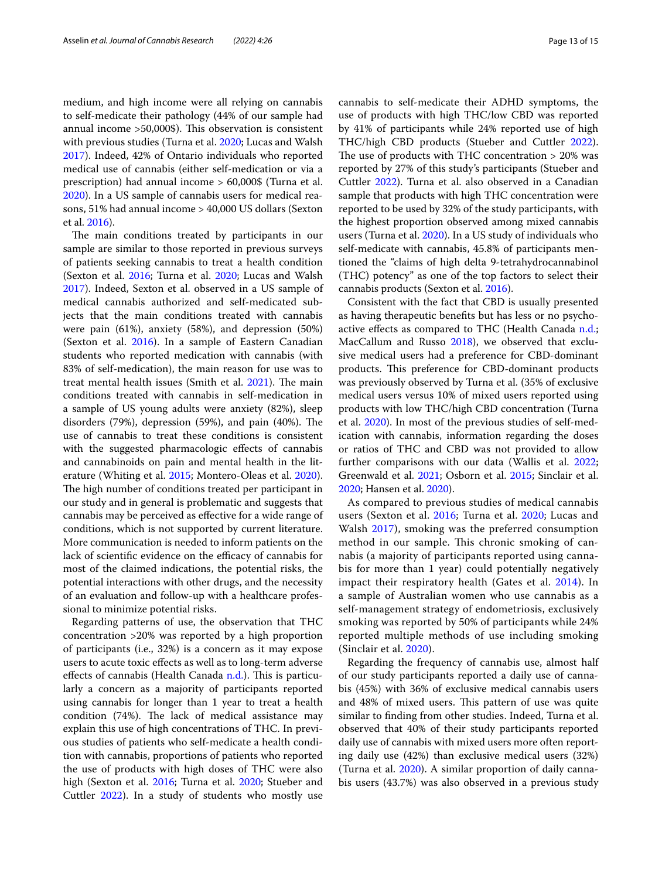medium, and high income were all relying on cannabis to self-medicate their pathology (44% of our sample had annual income >50,000$). This observation is consistent with previous studies (Turna et al. 2020; Lucas and Walsh 2017). Indeed, 42% of Ontario individuals who reported medical use of cannabis (either self-medication or via a prescription) had annual income > 60,000$ (Turna et al. 2020). In a US sample of cannabis users for medical reasons, 51% had annual income > 40,000 US dollars (Sexton et al. 2016).

The main conditions treated by participants in our sample are similar to those reported in previous surveys of patients seeking cannabis to treat a health condition (Sexton et al. 2016; Turna et al. 2020; Lucas and Walsh 2017). Indeed, Sexton et al. observed in a US sample of medical cannabis authorized and self-medicated subjects that the main conditions treated with cannabis were pain (61%), anxiety (58%), and depression (50%) (Sexton et al. 2016). In a sample of Eastern Canadian students who reported medication with cannabis (with 83% of self-medication), the main reason for use was to treat mental health issues (Smith et al. 2021). The main conditions treated with cannabis in self-medication in a sample of US young adults were anxiety (82%), sleep disorders (79%), depression (59%), and pain (40%). The use of cannabis to treat these conditions is consistent with the suggested pharmacologic effects of cannabis and cannabinoids on pain and mental health in the literature (Whiting et al. 2015; Montero-Oleas et al. 2020). The high number of conditions treated per participant in our study and in general is problematic and suggests that cannabis may be perceived as effective for a wide range of conditions, which is not supported by current literature. More communication is needed to inform patients on the lack of scientific evidence on the efficacy of cannabis for most of the claimed indications, the potential risks, the potential interactions with other drugs, and the necessity of an evaluation and follow-up with a healthcare professional to minimize potential risks.

Regarding patterns of use, the observation that THC concentration >20% was reported by a high proportion of participants (i.e., 32%) is a concern as it may expose users to acute toxic effects as well as to long-term adverse effects of cannabis (Health Canada n.d.). This is particularly a concern as a majority of participants reported using cannabis for longer than 1 year to treat a health condition (74%). The lack of medical assistance may explain this use of high concentrations of THC. In previous studies of patients who self-medicate a health condition with cannabis, proportions of patients who reported the use of products with high doses of THC were also high (Sexton et al. 2016; Turna et al. 2020; Stueber and Cuttler 2022). In a study of students who mostly use cannabis to self-medicate their ADHD symptoms, the use of products with high THC/low CBD was reported by 41% of participants while 24% reported use of high THC/high CBD products (Stueber and Cuttler 2022). The use of products with THC concentration > 20% was reported by 27% of this study's participants (Stueber and Cuttler 2022). Turna et al. also observed in a Canadian sample that products with high THC concentration were reported to be used by 32% of the study participants, with the highest proportion observed among mixed cannabis users (Turna et al. 2020). In a US study of individuals who self-medicate with cannabis, 45.8% of participants mentioned the "claims of high delta 9-tetrahydrocannabinol (THC) potency" as one of the top factors to select their cannabis products (Sexton et al. 2016).

Consistent with the fact that CBD is usually presented as having therapeutic benefits but has less or no psychoactive effects as compared to THC (Health Canada n.d.; MacCallum and Russo 2018), we observed that exclusive medical users had a preference for CBD-dominant products. This preference for CBD-dominant products was previously observed by Turna et al. (35% of exclusive medical users versus 10% of mixed users reported using products with low THC/high CBD concentration (Turna et al. 2020). In most of the previous studies of self-medication with cannabis, information regarding the doses or ratios of THC and CBD was not provided to allow further comparisons with our data (Wallis et al. 2022; Greenwald et al. 2021; Osborn et al. 2015; Sinclair et al. 2020; Hansen et al. 2020).

As compared to previous studies of medical cannabis users (Sexton et al. 2016; Turna et al. 2020; Lucas and Walsh 2017), smoking was the preferred consumption method in our sample. This chronic smoking of cannabis (a majority of participants reported using cannabis for more than 1 year) could potentially negatively impact their respiratory health (Gates et al. 2014). In a sample of Australian women who use cannabis as a self-management strategy of endometriosis, exclusively smoking was reported by 50% of participants while 24% reported multiple methods of use including smoking (Sinclair et al. 2020).

Regarding the frequency of cannabis use, almost half of our study participants reported a daily use of cannabis (45%) with 36% of exclusive medical cannabis users and 48% of mixed users. This pattern of use was quite similar to finding from other studies. Indeed, Turna et al. observed that 40% of their study participants reported daily use of cannabis with mixed users more often reporting daily use (42%) than exclusive medical users (32%) (Turna et al. 2020). A similar proportion of daily cannabis users (43.7%) was also observed in a previous study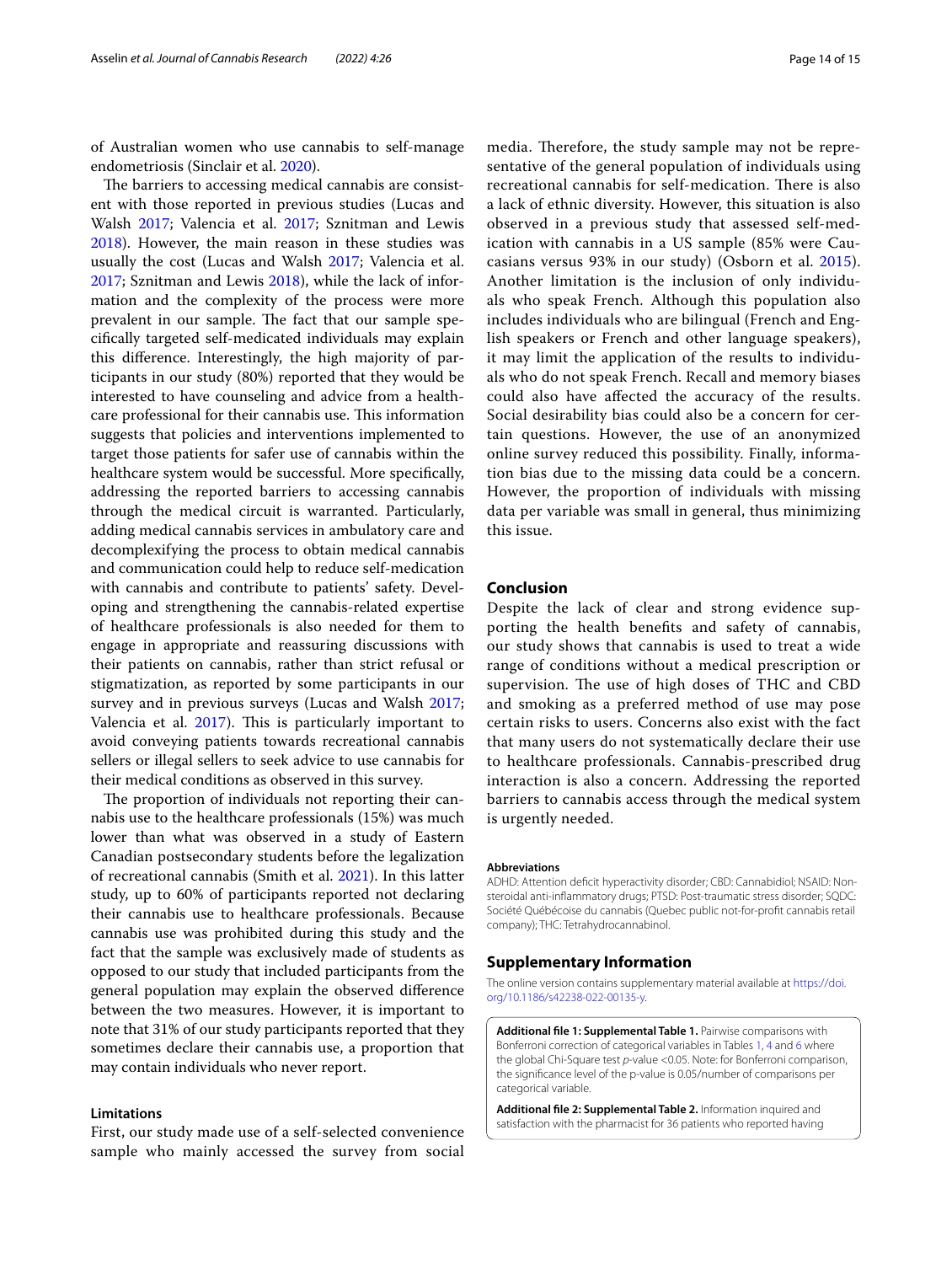of Australian women who use cannabis to self-manage endometriosis (Sinclair et al. 2020).

The barriers to accessing medical cannabis are consistent with those reported in previous studies (Lucas and Walsh 2017; Valencia et al. 2017; Sznitman and Lewis 2018). However, the main reason in these studies was usually the cost (Lucas and Walsh 2017; Valencia et al. 2017; Sznitman and Lewis 2018), while the lack of information and the complexity of the process were more prevalent in our sample. The fact that our sample specifically targeted self-medicated individuals may explain this difference. Interestingly, the high majority of participants in our study (80%) reported that they would be interested to have counseling and advice from a healthcare professional for their cannabis use. This information suggests that policies and interventions implemented to target those patients for safer use of cannabis within the healthcare system would be successful. More specifically, addressing the reported barriers to accessing cannabis through the medical circuit is warranted. Particularly, adding medical cannabis services in ambulatory care and decomplexifying the process to obtain medical cannabis and communication could help to reduce self-medication with cannabis and contribute to patients' safety. Developing and strengthening the cannabis-related expertise of healthcare professionals is also needed for them to engage in appropriate and reassuring discussions with their patients on cannabis, rather than strict refusal or stigmatization, as reported by some participants in our survey and in previous surveys (Lucas and Walsh 2017; Valencia et al. 2017). This is particularly important to avoid conveying patients towards recreational cannabis sellers or illegal sellers to seek advice to use cannabis for their medical conditions as observed in this survey.

The proportion of individuals not reporting their cannabis use to the healthcare professionals (15%) was much lower than what was observed in a study of Eastern Canadian postsecondary students before the legalization of recreational cannabis (Smith et al. 2021). In this latter study, up to 60% of participants reported not declaring their cannabis use to healthcare professionals. Because cannabis use was prohibited during this study and the fact that the sample was exclusively made of students as opposed to our study that included participants from the general population may explain the observed difference between the two measures. However, it is important to note that 31% of our study participants reported that they sometimes declare their cannabis use, a proportion that may contain individuals who never report.

### Limitations

First, our study made use of a self-selected convenience sample who mainly accessed the survey from social media. Therefore, the study sample may not be representative of the general population of individuals using recreational cannabis for self-medication. There is also a lack of ethnic diversity. However, this situation is also observed in a previous study that assessed self-medication with cannabis in a US sample (85% were Caucasians versus 93% in our study) (Osborn et al. 2015). Another limitation is the inclusion of only individuals who speak French. Although this population also includes individuals who are bilingual (French and English speakers or French and other language speakers), it may limit the application of the results to individuals who do not speak French. Recall and memory biases could also have affected the accuracy of the results. Social desirability bias could also be a concern for certain questions. However, the use of an anonymized online survey reduced this possibility. Finally, information bias due to the missing data could be a concern. However, the proportion of individuals with missing data per variable was small in general, thus minimizing this issue.

## Conclusion

Despite the lack of clear and strong evidence supporting the health benefits and safety of cannabis, our study shows that cannabis is used to treat a wide range of conditions without a medical prescription or supervision. The use of high doses of THC and CBD and smoking as a preferred method of use may pose certain risks to users. Concerns also exist with the fact that many users do not systematically declare their use to healthcare professionals. Cannabis-prescribed drug interaction is also a concern. Addressing the reported barriers to cannabis access through the medical system is urgently needed.

#### Abbreviations

ADHD: Attention deficit hyperactivity disorder; CBD: Cannabidiol; NSAID: Nonsteroidal anti-inflammatory drugs; PTSD: Post-traumatic stress disorder; SQDC: Société Québécoise du cannabis (Quebec public not-for-profit cannabis retail company); THC: Tetrahydrocannabinol.

## Supplementary Information

The online version contains supplementary material available at https://doi.org/10.1186/s42238-022-00135-y.

**Additional file 1: Supplemental Table 1.** Pairwise comparisons with Bonferroni correction of categorical variables in Tables 1, 4 and 6 where the global Chi-Square test *p*-value <0.05. Note: for Bonferroni comparison, the significance level of the p-value is 0.05/number of comparisons per categorical variable.

**Additional file 2: Supplemental Table 2.** Information inquired and satisfaction with the pharmacist for 36 patients who reported having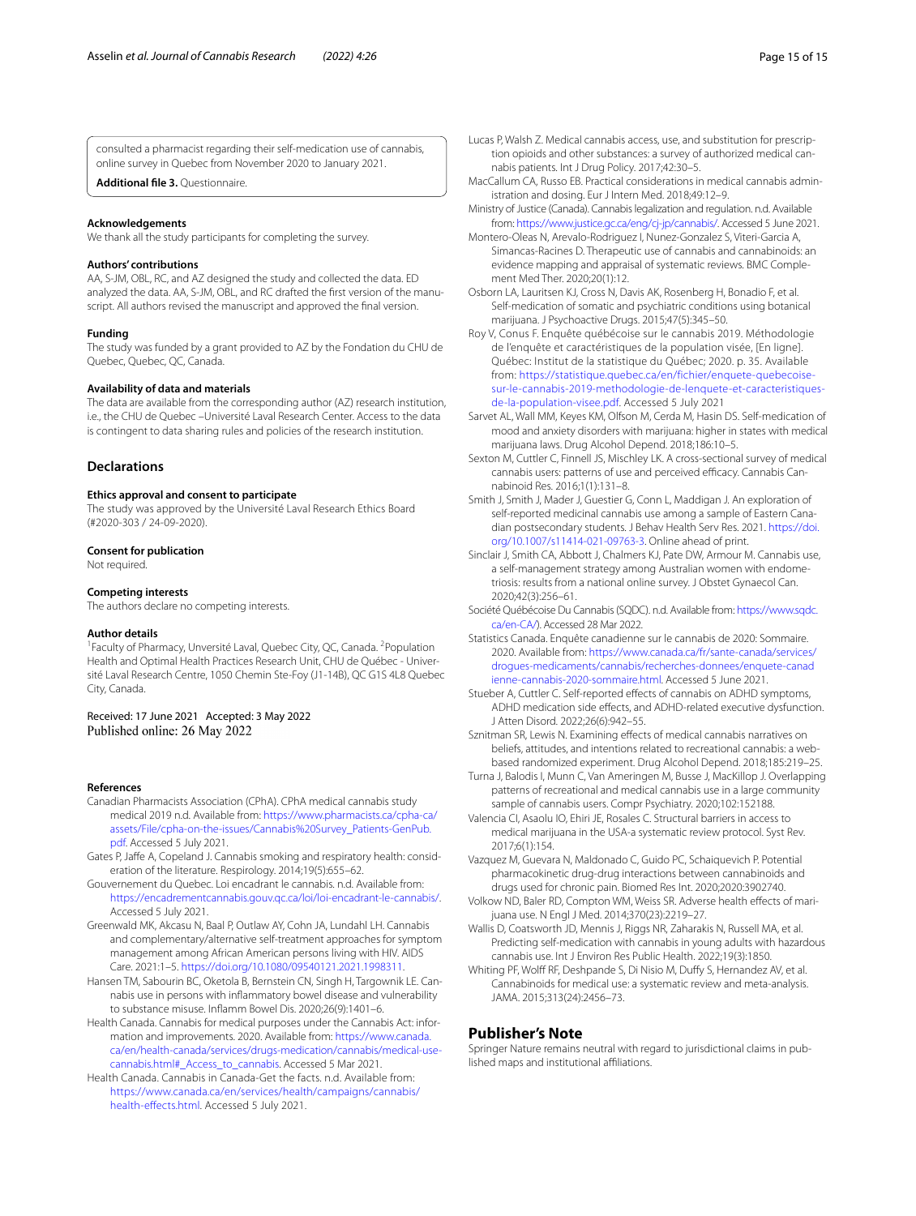consulted a pharmacist regarding their self-medication use of cannabis, online survey in Quebec from November 2020 to January 2021.

**Additional file 3.** Questionnaire.

### Acknowledgements
We thank all the study participants for completing the survey.

### Authors' contributions
AA, S-JM, OBL, RC, and AZ designed the study and collected the data. ED analyzed the data. AA, S-JM, OBL, and RC drafted the first version of the manuscript. All authors revised the manuscript and approved the final version.

### Funding
The study was funded by a grant provided to AZ by the Fondation du CHU de Quebec, Quebec, QC, Canada.

### Availability of data and materials
The data are available from the corresponding author (AZ) research institution, i.e., the CHU de Quebec –Université Laval Research Center. Access to the data is contingent to data sharing rules and policies of the research institution.

## Declarations

### Ethics approval and consent to participate
The study was approved by the Université Laval Research Ethics Board (#2020-303 / 24-09-2020).

### Consent for publication
Not required.

### Competing interests
The authors declare no competing interests.

### Author details
[1]Faculty of Pharmacy, Unversité Laval, Quebec City, QC, Canada. [2]Population Health and Optimal Health Practices Research Unit, CHU de Québec - Université Laval Research Centre, 1050 Chemin Ste-Foy (J1-14B), QC G1S 4L8 Quebec City, Canada.

Received: 17 June 2021 Accepted: 3 May 2022
Published online: 26 May 2022

### References
Canadian Pharmacists Association (CPhA). CPhA medical cannabis study medical 2019 n.d. Available from: https://www.pharmacists.ca/cpha-ca/assets/File/cpha-on-the-issues/Cannabis%20Survey_Patients-GenPub.pdf. Accessed 5 July 2021.

Gates P, Jaffe A, Copeland J. Cannabis smoking and respiratory health: consideration of the literature. Respirology. 2014;19(5):655–62.

Gouvernement du Quebec. Loi encadrant le cannabis. n.d. Available from: https://encadrementcannabis.gouv.qc.ca/loi/loi-encadrant-le-cannabis/. Accessed 5 July 2021.

Greenwald MK, Akcasu N, Baal P, Outlaw AY, Cohn JA, Lundahl LH. Cannabis and complementary/alternative self-treatment approaches for symptom management among African American persons living with HIV. AIDS Care. 2021:1–5. https://doi.org/10.1080/09540121.2021.1998311.

Hansen TM, Sabourin BC, Oketola B, Bernstein CN, Singh H, Targownik LE. Cannabis use in persons with inflammatory bowel disease and vulnerability to substance misuse. Inflamm Bowel Dis. 2020;26(9):1401–6.

Health Canada. Cannabis for medical purposes under the Cannabis Act: information and improvements. 2020. Available from: https://www.canada.ca/en/health-canada/services/drugs-medication/cannabis/medical-use-cannabis.html#_Access_to_cannabis. Accessed 5 Mar 2021.

Health Canada. Cannabis in Canada-Get the facts. n.d. Available from: https://www.canada.ca/en/services/health/campaigns/cannabis/health-effects.html. Accessed 5 July 2021.

Lucas P, Walsh Z. Medical cannabis access, use, and substitution for prescription opioids and other substances: a survey of authorized medical cannabis patients. Int J Drug Policy. 2017;42:30–5.

MacCallum CA, Russo EB. Practical considerations in medical cannabis administration and dosing. Eur J Intern Med. 2018;49:12–9.

Ministry of Justice (Canada). Cannabis legalization and regulation. n.d. Available from: https://www.justice.gc.ca/eng/cj-jp/cannabis/. Accessed 5 June 2021.

Montero-Oleas N, Arevalo-Rodriguez I, Nunez-Gonzalez S, Viteri-Garcia A, Simancas-Racines D. Therapeutic use of cannabis and cannabinoids: an evidence mapping and appraisal of systematic reviews. BMC Complement Med Ther. 2020;20(1):12.

Osborn LA, Lauritsen KJ, Cross N, Davis AK, Rosenberg H, Bonadio F, et al. Self-medication of somatic and psychiatric conditions using botanical marijuana. J Psychoactive Drugs. 2015;47(5):345–50.

Roy V, Conus F. Enquête québécoise sur le cannabis 2019. Méthodologie de l'enquête et caractéristiques de la population visée, [En ligne]. Québec: Institut de la statistique du Québec; 2020. p. 35. Available from: https://statistique.quebec.ca/en/fichier/enquete-quebecoise-sur-le-cannabis-2019-methodologie-de-lenquete-et-caracteristiques-de-la-population-visee.pdf. Accessed 5 July 2021

Sarvet AL, Wall MM, Keyes KM, Olfson M, Cerda M, Hasin DS. Self-medication of mood and anxiety disorders with marijuana: higher in states with medical marijuana laws. Drug Alcohol Depend. 2018;186:10–5.

Sexton M, Cuttler C, Finnell JS, Mischley LK. A cross-sectional survey of medical cannabis users: patterns of use and perceived efficacy. Cannabis Cannabinoid Res. 2016;1(1):131–8.

Smith J, Smith J, Mader J, Guestier G, Conn L, Maddigan J. An exploration of self-reported medicinal cannabis use among a sample of Eastern Canadian postsecondary students. J Behav Health Serv Res. 2021. https://doi.org/10.1007/s11414-021-09763-3. Online ahead of print.

Sinclair J, Smith CA, Abbott J, Chalmers KJ, Pate DW, Armour M. Cannabis use, a self-management strategy among Australian women with endometriosis: results from a national online survey. J Obstet Gynaecol Can. 2020;42(3):256–61.

Société Québécoise Du Cannabis (SQDC). n.d. Available from: https://www.sqdc.ca/en-CA/). Accessed 28 Mar 2022.

Statistics Canada. Enquête canadienne sur le cannabis de 2020: Sommaire. 2020. Available from: https://www.canada.ca/fr/sante-canada/services/drogues-medicaments/cannabis/recherches-donnees/enquete-canadienne-cannabis-2020-sommaire.html. Accessed 5 June 2021.

Stueber A, Cuttler C. Self-reported effects of cannabis on ADHD symptoms, ADHD medication side effects, and ADHD-related executive dysfunction. J Atten Disord. 2022;26(6):942–55.

Sznitman SR, Lewis N. Examining effects of medical cannabis narratives on beliefs, attitudes, and intentions related to recreational cannabis: a web-based randomized experiment. Drug Alcohol Depend. 2018;185:219–25.

Turna J, Balodis I, Munn C, Van Ameringen M, Busse J, MacKillop J. Overlapping patterns of recreational and medical cannabis use in a large community sample of cannabis users. Compr Psychiatry. 2020;102:152188.

Valencia CI, Asaolu IO, Ehiri JE, Rosales C. Structural barriers in access to medical marijuana in the USA-a systematic review protocol. Syst Rev. 2017;6(1):154.

Vazquez M, Guevara N, Maldonado C, Guido PC, Schaiquevich P. Potential pharmacokinetic drug-drug interactions between cannabinoids and drugs used for chronic pain. Biomed Res Int. 2020;2020:3902740.

Volkow ND, Baler RD, Compton WM, Weiss SR. Adverse health effects of marijuana use. N Engl J Med. 2014;370(23):2219–27.

Wallis D, Coatsworth JD, Mennis J, Riggs NR, Zaharakis N, Russell MA, et al. Predicting self-medication with cannabis in young adults with hazardous cannabis use. Int J Environ Res Public Health. 2022;19(3):1850.

Whiting PF, Wolff RF, Deshpande S, Di Nisio M, Duffy S, Hernandez AV, et al. Cannabinoids for medical use: a systematic review and meta-analysis. JAMA. 2015;313(24):2456–73.

## Publisher's Note
Springer Nature remains neutral with regard to jurisdictional claims in published maps and institutional affiliations.